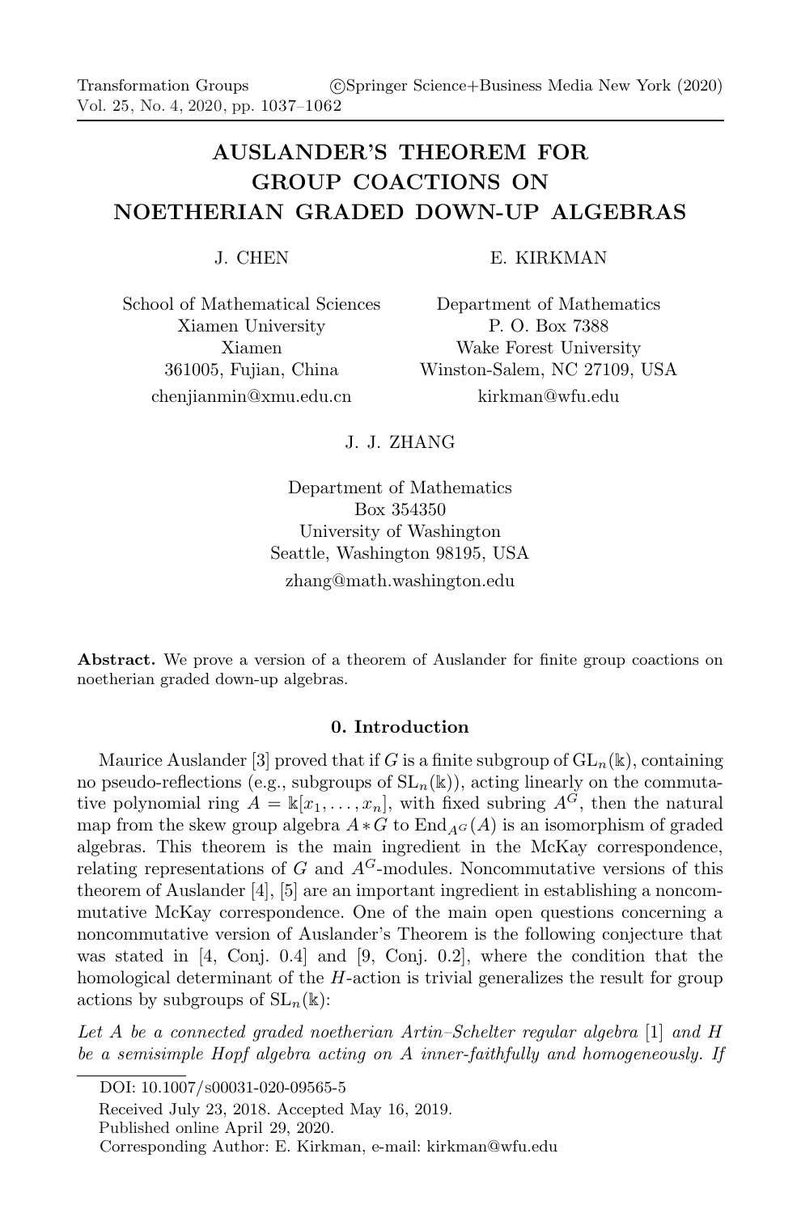# AUSLANDER'S THEOREM FOR GROUP COACTIONS ON NOETHERIAN GRADED DOWN-UP ALGEBRAS

J. CHEN

School of Mathematical Sciences
Xiamen University
Xiamen
361005, Fujian, China
chenjianmin@xmu.edu.cn

E. KIRKMAN

Department of Mathematics
P. O. Box 7388
Wake Forest University
Winston-Salem, NC 27109, USA
kirkman@wfu.edu

J. J. ZHANG

Department of Mathematics
Box 354350
University of Washington
Seattle, Washington 98195, USA
zhang@math.washington.edu

**Abstract.** We prove a version of a theorem of Auslander for finite group coactions on noetherian graded down-up algebras.

## 0. Introduction

Maurice Auslander [3] proved that if $G$ is a finite subgroup of $\mathrm{GL}_n(\Bbbk)$, containing no pseudo-reflections (e.g., subgroups of $\mathrm{SL}_n(\Bbbk)$), acting linearly on the commutative polynomial ring $A = \Bbbk[x_1, \ldots, x_n]$, with fixed subring $A^G$, then the natural map from the skew group algebra $A * G$ to $\mathrm{End}_{A^G}(A)$ is an isomorphism of graded algebras. This theorem is the main ingredient in the McKay correspondence, relating representations of $G$ and $A^G$-modules. Noncommutative versions of this theorem of Auslander [4], [5] are an important ingredient in establishing a noncommutative McKay correspondence. One of the main open questions concerning a noncommutative version of Auslander's Theorem is the following conjecture that was stated in [4, Conj. 0.4] and [9, Conj. 0.2], where the condition that the homological determinant of the $H$-action is trivial generalizes the result for group actions by subgroups of $\mathrm{SL}_n(\Bbbk)$:

*Let $A$ be a connected graded noetherian Artin–Schelter regular algebra* [1] *and $H$ be a semisimple Hopf algebra acting on $A$ inner-faithfully and homogeneously. If*

DOI: 10.1007/s00031-020-09565-5

Received July 23, 2018. Accepted May 16, 2019.

Published online April 29, 2020.

Corresponding Author: E. Kirkman, e-mail: kirkman@wfu.edu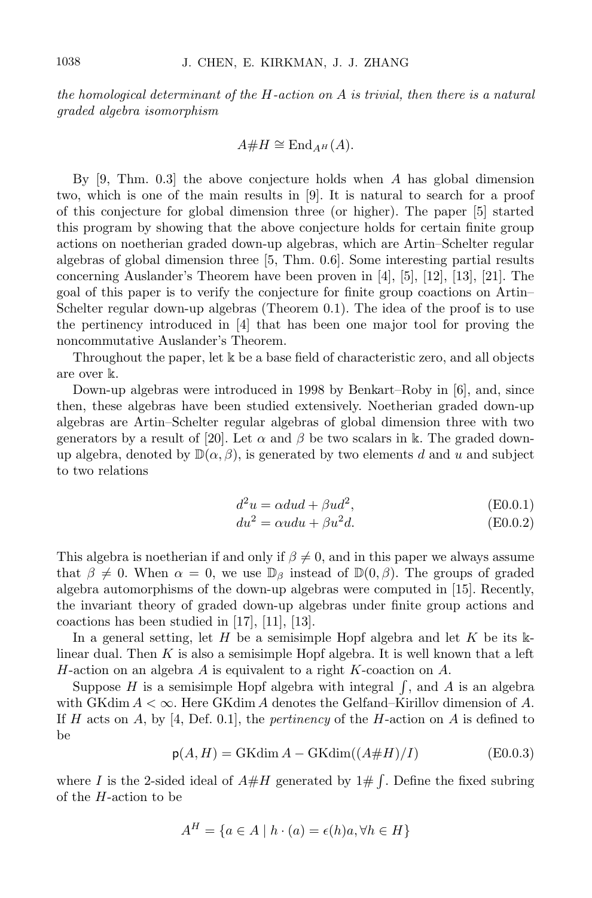*the homological determinant of the $H$-action on $A$ is trivial, then there is a natural graded algebra isomorphism*

$$A\#H \cong \operatorname{End}_{A^H}(A).$$

By [9, Thm. 0.3] the above conjecture holds when $A$ has global dimension two, which is one of the main results in [9]. It is natural to search for a proof of this conjecture for global dimension three (or higher). The paper [5] started this program by showing that the above conjecture holds for certain finite group actions on noetherian graded down-up algebras, which are Artin–Schelter regular algebras of global dimension three [5, Thm. 0.6]. Some interesting partial results concerning Auslander's Theorem have been proven in [4], [5], [12], [13], [21]. The goal of this paper is to verify the conjecture for finite group coactions on Artin–Schelter regular down-up algebras (Theorem 0.1). The idea of the proof is to use the pertinency introduced in [4] that has been one major tool for proving the noncommutative Auslander's Theorem.

Throughout the paper, let $\Bbbk$ be a base field of characteristic zero, and all objects are over $\Bbbk$.

Down-up algebras were introduced in 1998 by Benkart–Roby in [6], and, since then, these algebras have been studied extensively. Noetherian graded down-up algebras are Artin–Schelter regular algebras of global dimension three with two generators by a result of [20]. Let $\alpha$ and $\beta$ be two scalars in $\Bbbk$. The graded down-up algebra, denoted by $\mathbb{D}(\alpha, \beta)$, is generated by two elements $d$ and $u$ and subject to two relations

$$d^2u = \alpha dud + \beta ud^2, \tag{E0.0.1}$$

$$du^2 = \alpha udu + \beta u^2d. \tag{E0.0.2}$$

This algebra is noetherian if and only if $\beta \neq 0$, and in this paper we always assume that $\beta \neq 0$. When $\alpha = 0$, we use $\mathbb{D}_\beta$ instead of $\mathbb{D}(0, \beta)$. The groups of graded algebra automorphisms of the down-up algebras were computed in [15]. Recently, the invariant theory of graded down-up algebras under finite group actions and coactions has been studied in [17], [11], [13].

In a general setting, let $H$ be a semisimple Hopf algebra and let $K$ be its $\Bbbk$-linear dual. Then $K$ is also a semisimple Hopf algebra. It is well known that a left $H$-action on an algebra $A$ is equivalent to a right $K$-coaction on $A$.

Suppose $H$ is a semisimple Hopf algebra with integral $\textstyle\int$, and $A$ is an algebra with $\operatorname{GKdim} A < \infty$. Here $\operatorname{GKdim} A$ denotes the Gelfand–Kirillov dimension of $A$. If $H$ acts on $A$, by [4, Def. 0.1], the *pertinency* of the $H$-action on $A$ is defined to be

$$\mathsf{p}(A, H) = \operatorname{GKdim} A - \operatorname{GKdim}((A\#H)/I) \tag{E0.0.3}$$

where $I$ is the 2-sided ideal of $A\#H$ generated by $1\#\textstyle\int$. Define the fixed subring of the $H$-action to be

$$A^H = \{a \in A \mid h \cdot (a) = \epsilon(h)a, \forall h \in H\}$$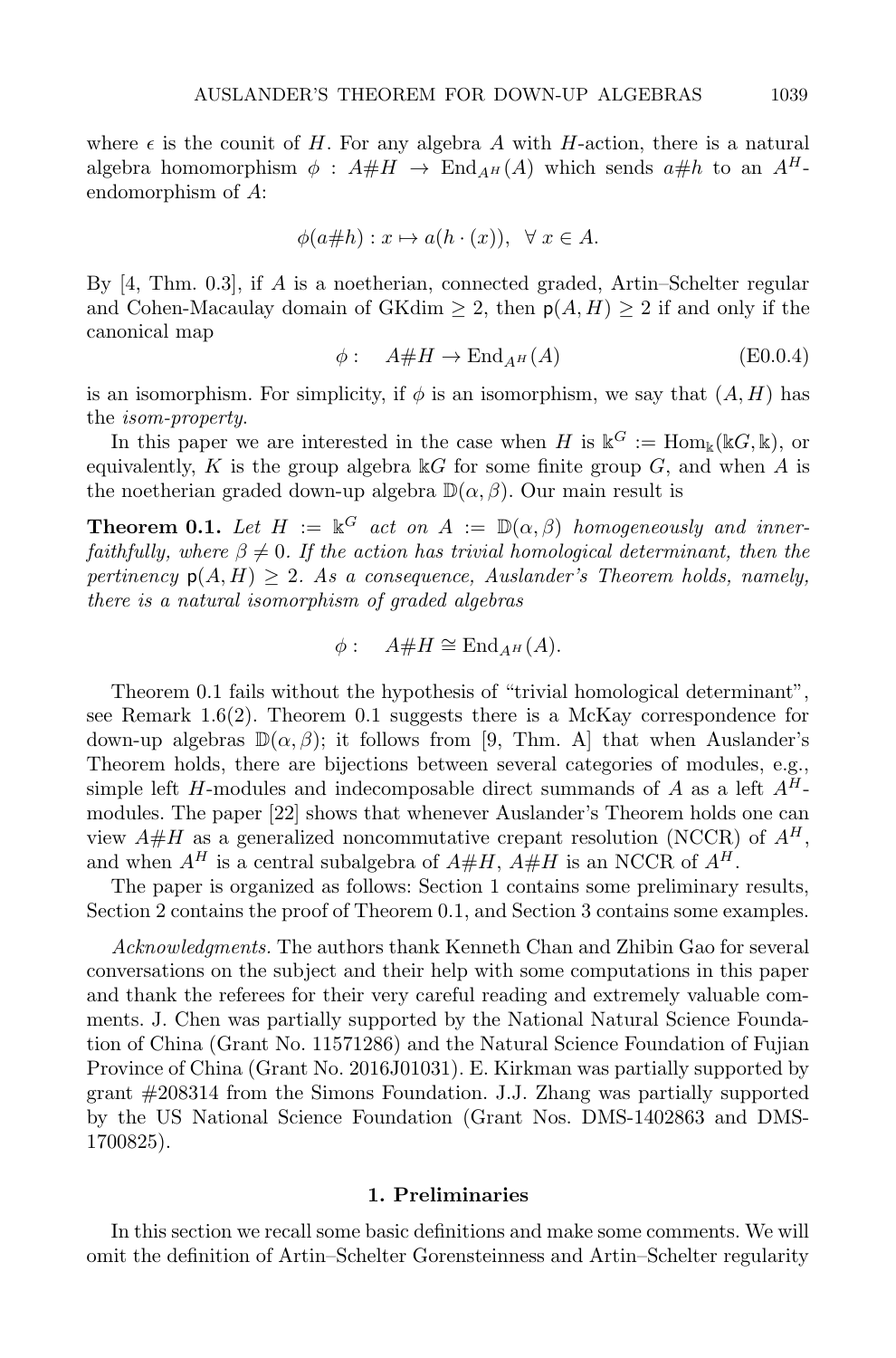where $\epsilon$ is the counit of $H$. For any algebra $A$ with $H$-action, there is a natural algebra homomorphism $\phi : A\#H \to \operatorname{End}_{A^H}(A)$ which sends $a\#h$ to an $A^H$-endomorphism of $A$:

$$\phi(a\#h) : x \mapsto a(h \cdot (x)), \ \ \forall \, x \in A.$$

By [4, Thm. 0.3], if $A$ is a noetherian, connected graded, Artin–Schelter regular and Cohen-Macaulay domain of GKdim $\geq 2$, then $\mathsf{p}(A, H) \geq 2$ if and only if the canonical map

$$\phi : \quad A\#H \to \operatorname{End}_{A^H}(A) \tag{E0.0.4}$$

is an isomorphism. For simplicity, if $\phi$ is an isomorphism, we say that $(A, H)$ has the *isom-property*.

In this paper we are interested in the case when $H$ is $\Bbbk^G := \operatorname{Hom}_{\Bbbk}(\Bbbk G, \Bbbk)$, or equivalently, $K$ is the group algebra $\Bbbk G$ for some finite group $G$, and when $A$ is the noetherian graded down-up algebra $\mathbb{D}(\alpha, \beta)$. Our main result is

**Theorem 0.1.** *Let $H := \Bbbk^G$ act on $A := \mathbb{D}(\alpha, \beta)$ homogeneously and inner-faithfully, where $\beta \neq 0$. If the action has trivial homological determinant, then the pertinency $\mathsf{p}(A, H) \geq 2$. As a consequence, Auslander's Theorem holds, namely, there is a natural isomorphism of graded algebras*

$$\phi : \quad A\#H \cong \operatorname{End}_{A^H}(A).$$

Theorem 0.1 fails without the hypothesis of "trivial homological determinant", see Remark 1.6(2). Theorem 0.1 suggests there is a McKay correspondence for down-up algebras $\mathbb{D}(\alpha, \beta)$; it follows from [9, Thm. A] that when Auslander's Theorem holds, there are bijections between several categories of modules, e.g., simple left $H$-modules and indecomposable direct summands of $A$ as a left $A^H$-modules. The paper [22] shows that whenever Auslander's Theorem holds one can view $A\#H$ as a generalized noncommutative crepant resolution (NCCR) of $A^H$, and when $A^H$ is a central subalgebra of $A\#H$, $A\#H$ is an NCCR of $A^H$.

The paper is organized as follows: Section 1 contains some preliminary results, Section 2 contains the proof of Theorem 0.1, and Section 3 contains some examples.

*Acknowledgments.* The authors thank Kenneth Chan and Zhibin Gao for several conversations on the subject and their help with some computations in this paper and thank the referees for their very careful reading and extremely valuable comments. J. Chen was partially supported by the National Natural Science Foundation of China (Grant No. 11571286) and the Natural Science Foundation of Fujian Province of China (Grant No. 2016J01031). E. Kirkman was partially supported by grant #208314 from the Simons Foundation. J.J. Zhang was partially supported by the US National Science Foundation (Grant Nos. DMS-1402863 and DMS-1700825).

## 1. Preliminaries

In this section we recall some basic definitions and make some comments. We will omit the definition of Artin–Schelter Gorensteinness and Artin–Schelter regularity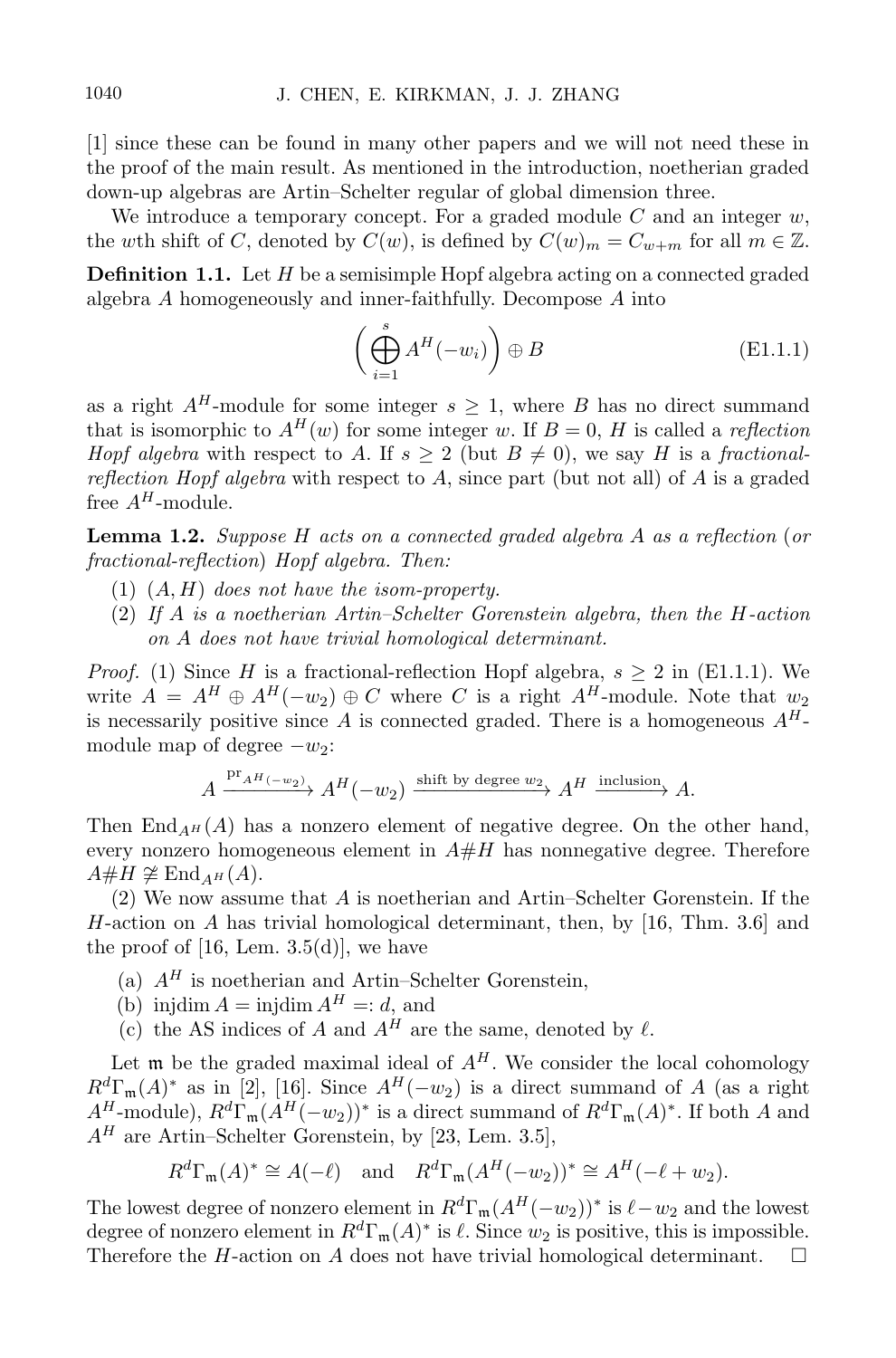[1] since these can be found in many other papers and we will not need these in the proof of the main result. As mentioned in the introduction, noetherian graded down-up algebras are Artin–Schelter regular of global dimension three.

We introduce a temporary concept. For a graded module $C$ and an integer $w$, the $w$th shift of $C$, denoted by $C(w)$, is defined by $C(w)_m = C_{w+m}$ for all $m \in \mathbb{Z}$.

**Definition 1.1.** Let $H$ be a semisimple Hopf algebra acting on a connected graded algebra $A$ homogeneously and inner-faithfully. Decompose $A$ into

$$\left(\bigoplus_{i=1}^{s} A^H(-w_i)\right) \oplus B \tag{E1.1.1}$$

as a right $A^H$-module for some integer $s \geq 1$, where $B$ has no direct summand that is isomorphic to $A^H(w)$ for some integer $w$. If $B = 0$, $H$ is called a *reflection Hopf algebra* with respect to $A$. If $s \geq 2$ (but $B \neq 0$), we say $H$ is a *fractional-reflection Hopf algebra* with respect to $A$, since part (but not all) of $A$ is a graded free $A^H$-module.

**Lemma 1.2.** *Suppose $H$ acts on a connected graded algebra $A$ as a reflection (or fractional-reflection) Hopf algebra. Then:*

1. *$(A, H)$ does not have the isom-property.*
2. *If $A$ is a noetherian Artin–Schelter Gorenstein algebra, then the $H$-action on $A$ does not have trivial homological determinant.*

*Proof.* (1) Since $H$ is a fractional-reflection Hopf algebra, $s \geq 2$ in (E1.1.1). We write $A = A^H \oplus A^H(-w_2) \oplus C$ where $C$ is a right $A^H$-module. Note that $w_2$ is necessarily positive since $A$ is connected graded. There is a homogeneous $A^H$-module map of degree $-w_2$:

$$A \xrightarrow{\mathrm{pr}_{A^H(-w_2)}} A^H(-w_2) \xrightarrow{\text{shift by degree } w_2} A^H \xrightarrow{\text{inclusion}} A.$$

Then $\mathrm{End}_{A^H}(A)$ has a nonzero element of negative degree. On the other hand, every nonzero homogeneous element in $A\#H$ has nonnegative degree. Therefore $A\#H \not\cong \mathrm{End}_{A^H}(A)$.

(2) We now assume that $A$ is noetherian and Artin–Schelter Gorenstein. If the $H$-action on $A$ has trivial homological determinant, then, by [16, Thm. 3.6] and the proof of [16, Lem. 3.5(d)], we have

- (a) $A^H$ is noetherian and Artin–Schelter Gorenstein,
- (b) $\mathrm{injdim}\, A = \mathrm{injdim}\, A^H =: d$, and
- (c) the AS indices of $A$ and $A^H$ are the same, denoted by $\ell$.

Let $\mathfrak{m}$ be the graded maximal ideal of $A^H$. We consider the local cohomology $R^d\Gamma_{\mathfrak{m}}(A)^*$ as in [2], [16]. Since $A^H(-w_2)$ is a direct summand of $A$ (as a right $A^H$-module), $R^d\Gamma_{\mathfrak{m}}(A^H(-w_2))^*$ is a direct summand of $R^d\Gamma_{\mathfrak{m}}(A)^*$. If both $A$ and $A^H$ are Artin–Schelter Gorenstein, by [23, Lem. 3.5],

$$R^d\Gamma_{\mathfrak{m}}(A)^* \cong A(-\ell) \quad \text{and} \quad R^d\Gamma_{\mathfrak{m}}(A^H(-w_2))^* \cong A^H(-\ell + w_2).$$

The lowest degree of nonzero element in $R^d\Gamma_{\mathfrak{m}}(A^H(-w_2))^*$ is $\ell - w_2$ and the lowest degree of nonzero element in $R^d\Gamma_{\mathfrak{m}}(A)^*$ is $\ell$. Since $w_2$ is positive, this is impossible. Therefore the $H$-action on $A$ does not have trivial homological determinant. $\square$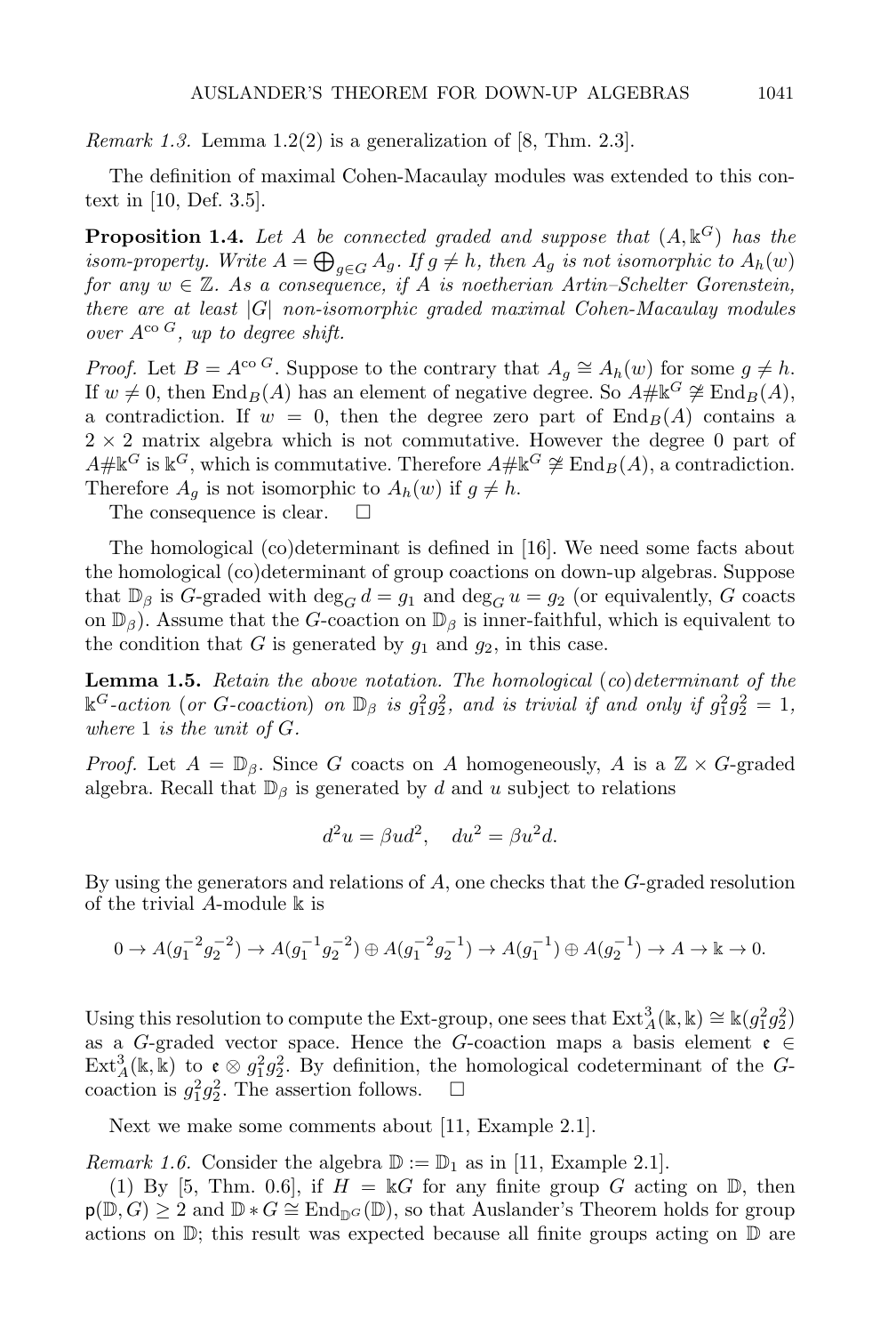*Remark 1.3.* Lemma 1.2(2) is a generalization of [8, Thm. 2.3].

The definition of maximal Cohen-Macaulay modules was extended to this context in [10, Def. 3.5].

**Proposition 1.4.** *Let $A$ be connected graded and suppose that $(A, \Bbbk^G)$ has the isom-property. Write $A = \bigoplus_{g \in G} A_g$. If $g \neq h$, then $A_g$ is not isomorphic to $A_h(w)$ for any $w \in \mathbb{Z}$. As a consequence, if $A$ is noetherian Artin–Schelter Gorenstein, there are at least $|G|$ non-isomorphic graded maximal Cohen-Macaulay modules over $A^{\text{co}\, G}$, up to degree shift.*

*Proof.* Let $B = A^{\text{co}\, G}$. Suppose to the contrary that $A_g \cong A_h(w)$ for some $g \neq h$. If $w \neq 0$, then $\text{End}_B(A)$ has an element of negative degree. So $A \# \Bbbk^G \not\cong \text{End}_B(A)$, a contradiction. If $w = 0$, then the degree zero part of $\text{End}_B(A)$ contains a $2 \times 2$ matrix algebra which is not commutative. However the degree 0 part of $A \# \Bbbk^G$ is $\Bbbk^G$, which is commutative. Therefore $A \# \Bbbk^G \not\cong \text{End}_B(A)$, a contradiction. Therefore $A_g$ is not isomorphic to $A_h(w)$ if $g \neq h$.

The consequence is clear. $\square$

The homological (co)determinant is defined in [16]. We need some facts about the homological (co)determinant of group coactions on down-up algebras. Suppose that $\mathbb{D}_\beta$ is $G$-graded with $\deg_G d = g_1$ and $\deg_G u = g_2$ (or equivalently, $G$ coacts on $\mathbb{D}_\beta$). Assume that the $G$-coaction on $\mathbb{D}_\beta$ is inner-faithful, which is equivalent to the condition that $G$ is generated by $g_1$ and $g_2$, in this case.

**Lemma 1.5.** *Retain the above notation. The homological (co)determinant of the $\Bbbk^G$-action (or $G$-coaction) on $\mathbb{D}_\beta$ is $g_1^2 g_2^2$, and is trivial if and only if $g_1^2 g_2^2 = 1$, where $1$ is the unit of $G$.*

*Proof.* Let $A = \mathbb{D}_\beta$. Since $G$ coacts on $A$ homogeneously, $A$ is a $\mathbb{Z} \times G$-graded algebra. Recall that $\mathbb{D}_\beta$ is generated by $d$ and $u$ subject to relations

$$d^2 u = \beta u d^2, \quad d u^2 = \beta u^2 d.$$

By using the generators and relations of $A$, one checks that the $G$-graded resolution of the trivial $A$-module $\Bbbk$ is

$$0 \to A(g_1^{-2} g_2^{-2}) \to A(g_1^{-1} g_2^{-2}) \oplus A(g_1^{-2} g_2^{-1}) \to A(g_1^{-1}) \oplus A(g_2^{-1}) \to A \to \Bbbk \to 0.$$

Using this resolution to compute the Ext-group, one sees that $\text{Ext}^3_A(\Bbbk, \Bbbk) \cong \Bbbk(g_1^2 g_2^2)$ as a $G$-graded vector space. Hence the $G$-coaction maps a basis element $\mathfrak{e} \in \text{Ext}^3_A(\Bbbk, \Bbbk)$ to $\mathfrak{e} \otimes g_1^2 g_2^2$. By definition, the homological codeterminant of the $G$-coaction is $g_1^2 g_2^2$. The assertion follows. $\square$

Next we make some comments about [11, Example 2.1].

*Remark 1.6.* Consider the algebra $\mathbb{D} := \mathbb{D}_1$ as in [11, Example 2.1].

(1) By [5, Thm. 0.6], if $H = \Bbbk G$ for any finite group $G$ acting on $\mathbb{D}$, then $\mathsf{p}(\mathbb{D}, G) \geq 2$ and $\mathbb{D} * G \cong \text{End}_{\mathbb{D}^G}(\mathbb{D})$, so that Auslander's Theorem holds for group actions on $\mathbb{D}$; this result was expected because all finite groups acting on $\mathbb{D}$ are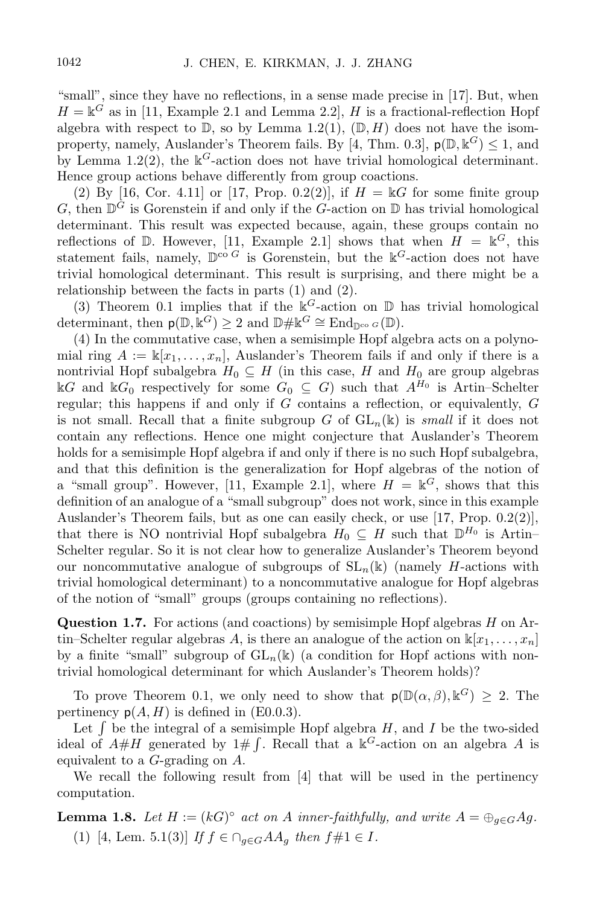"small", since they have no reflections, in a sense made precise in [17]. But, when $H = \Bbbk^G$ as in [11, Example 2.1 and Lemma 2.2], $H$ is a fractional-reflection Hopf algebra with respect to $\mathbb{D}$, so by Lemma 1.2(1), $(\mathbb{D}, H)$ does not have the isom-property, namely, Auslander's Theorem fails. By [4, Thm. 0.3], $\mathsf{p}(\mathbb{D}, \Bbbk^G) \leq 1$, and by Lemma 1.2(2), the $\Bbbk^G$-action does not have trivial homological determinant. Hence group actions behave differently from group coactions.

(2) By [16, Cor. 4.11] or [17, Prop. 0.2(2)], if $H = \Bbbk G$ for some finite group $G$, then $\mathbb{D}^G$ is Gorenstein if and only if the $G$-action on $\mathbb{D}$ has trivial homological determinant. This result was expected because, again, these groups contain no reflections of $\mathbb{D}$. However, [11, Example 2.1] shows that when $H = \Bbbk^G$, this statement fails, namely, $\mathbb{D}^{\mathrm{co}\, G}$ is Gorenstein, but the $\Bbbk^G$-action does not have trivial homological determinant. This result is surprising, and there might be a relationship between the facts in parts (1) and (2).

(3) Theorem 0.1 implies that if the $\Bbbk^G$-action on $\mathbb{D}$ has trivial homological determinant, then $\mathsf{p}(\mathbb{D}, \Bbbk^G) \geq 2$ and $\mathbb{D}\#\Bbbk^G \cong \mathrm{End}_{\mathbb{D}^{\mathrm{co}\, G}}(\mathbb{D})$.

(4) In the commutative case, when a semisimple Hopf algebra acts on a polynomial ring $A := \Bbbk[x_1, \ldots, x_n]$, Auslander's Theorem fails if and only if there is a nontrivial Hopf subalgebra $H_0 \subseteq H$ (in this case, $H$ and $H_0$ are group algebras $\Bbbk G$ and $\Bbbk G_0$ respectively for some $G_0 \subseteq G$) such that $A^{H_0}$ is Artin–Schelter regular; this happens if and only if $G$ contains a reflection, or equivalently, $G$ is not small. Recall that a finite subgroup $G$ of $\mathrm{GL}_n(\Bbbk)$ is *small* if it does not contain any reflections. Hence one might conjecture that Auslander's Theorem holds for a semisimple Hopf algebra if and only if there is no such Hopf subalgebra, and that this definition is the generalization for Hopf algebras of the notion of a "small group". However, [11, Example 2.1], where $H = \Bbbk^G$, shows that this definition of an analogue of a "small subgroup" does not work, since in this example Auslander's Theorem fails, but as one can easily check, or use [17, Prop. 0.2(2)], that there is NO nontrivial Hopf subalgebra $H_0 \subseteq H$ such that $\mathbb{D}^{H_0}$ is Artin–Schelter regular. So it is not clear how to generalize Auslander's Theorem beyond our noncommutative analogue of subgroups of $\mathrm{SL}_n(\Bbbk)$ (namely $H$-actions with trivial homological determinant) to a noncommutative analogue for Hopf algebras of the notion of "small" groups (groups containing no reflections).

**Question 1.7.** For actions (and coactions) by semisimple Hopf algebras $H$ on Artin–Schelter regular algebras $A$, is there an analogue of the action on $\Bbbk[x_1, \ldots, x_n]$ by a finite "small" subgroup of $\mathrm{GL}_n(\Bbbk)$ (a condition for Hopf actions with nontrivial homological determinant for which Auslander's Theorem holds)?

To prove Theorem 0.1, we only need to show that $\mathsf{p}(\mathbb{D}(\alpha, \beta), \Bbbk^G) \geq 2$. The pertinency $\mathsf{p}(A, H)$ is defined in (E0.0.3).

Let $\int$ be the integral of a semisimple Hopf algebra $H$, and $I$ be the two-sided ideal of $A\#H$ generated by $1\#\int$. Recall that a $\Bbbk^G$-action on an algebra $A$ is equivalent to a $G$-grading on $A$.

We recall the following result from [4] that will be used in the pertinency computation.

**Lemma 1.8.** *Let $H := (kG)^\circ$ act on $A$ inner-faithfully, and write $A = \oplus_{g\in G} A_g$.*

(1) [4, Lem. 5.1(3)] *If $f \in \cap_{g\in G} AA_g$ then $f\#1 \in I$.*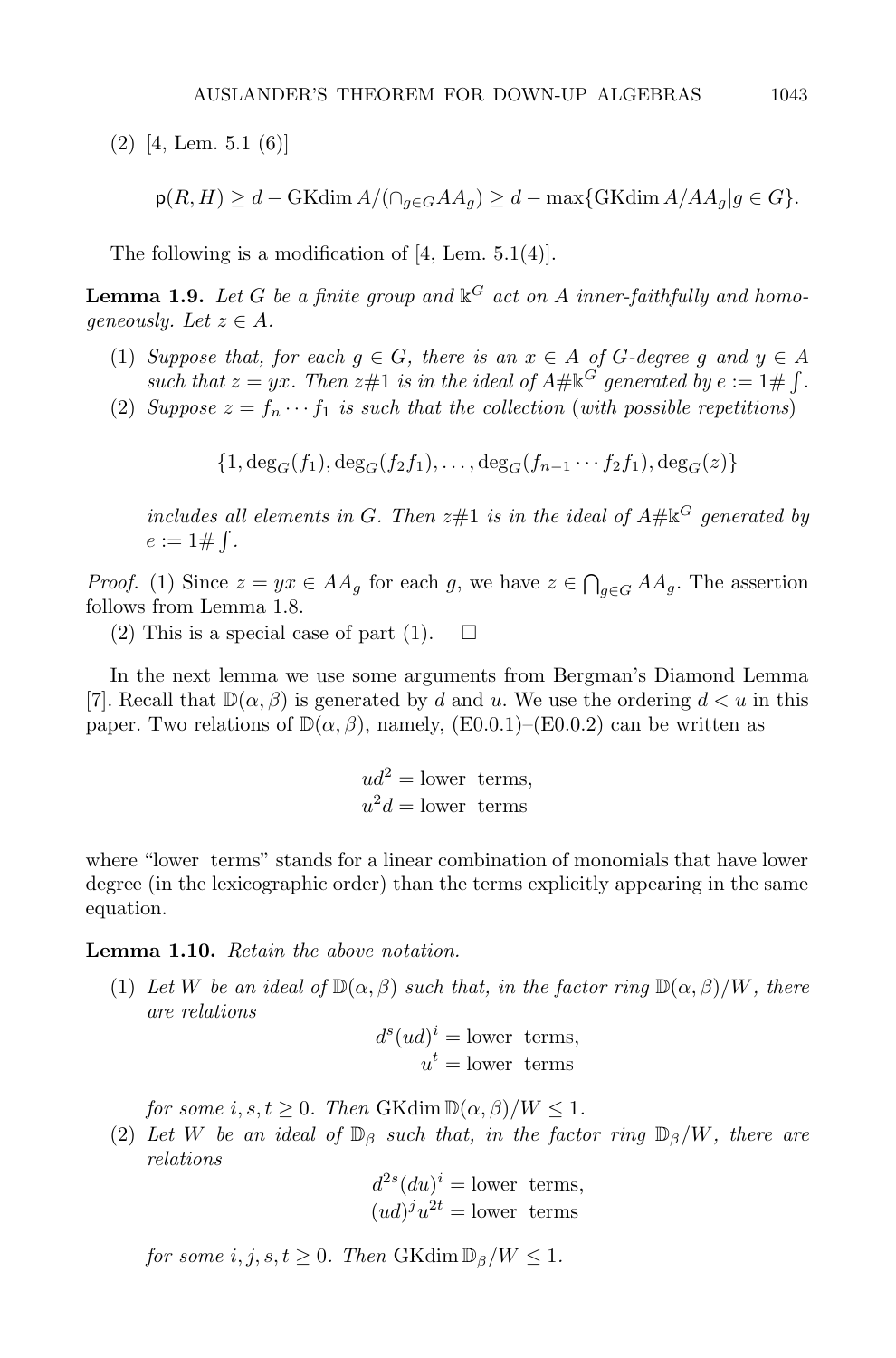(2) [4, Lem. 5.1 (6)]

$$\mathsf{p}(R,H) \geq d - \operatorname{GKdim} A/(\cap_{g\in G} AA_g) \geq d - \max\{\operatorname{GKdim} A/AA_g | g \in G\}.$$

The following is a modification of [4, Lem. 5.1(4)].

**Lemma 1.9.** *Let $G$ be a finite group and $\Bbbk^G$ act on $A$ inner-faithfully and homogeneously. Let $z \in A$.*

1. *Suppose that, for each $g \in G$, there is an $x \in A$ of $G$-degree $g$ and $y \in A$ such that $z = yx$. Then $z\#1$ is in the ideal of $A\#\Bbbk^G$ generated by $e := 1\#\int$.*
2. *Suppose $z = f_n \cdots f_1$ is such that the collection (with possible repetitions)*

$$\{1, \deg_G(f_1), \deg_G(f_2 f_1), \ldots, \deg_G(f_{n-1}\cdots f_2 f_1), \deg_G(z)\}$$

*includes all elements in $G$. Then $z\#1$ is in the ideal of $A\#\Bbbk^G$ generated by $e := 1\#\int$.*

*Proof.* (1) Since $z = yx \in AA_g$ for each $g$, we have $z \in \bigcap_{g\in G} AA_g$. The assertion follows from Lemma 1.8.

(2) This is a special case of part (1). $\square$

In the next lemma we use some arguments from Bergman's Diamond Lemma [7]. Recall that $\mathbb{D}(\alpha,\beta)$ is generated by $d$ and $u$. We use the ordering $d < u$ in this paper. Two relations of $\mathbb{D}(\alpha,\beta)$, namely, (E0.0.1)–(E0.0.2) can be written as

$$ud^2 = \text{lower terms},$$
$$u^2 d = \text{lower terms}$$

where "lower terms" stands for a linear combination of monomials that have lower degree (in the lexicographic order) than the terms explicitly appearing in the same equation.

**Lemma 1.10.** *Retain the above notation.*

1. *Let $W$ be an ideal of $\mathbb{D}(\alpha,\beta)$ such that, in the factor ring $\mathbb{D}(\alpha,\beta)/W$, there are relations*

$$d^s(ud)^i = \text{lower terms},$$
$$u^t = \text{lower terms}$$

*for some $i, s, t \geq 0$. Then $\operatorname{GKdim} \mathbb{D}(\alpha,\beta)/W \leq 1$.*

2. *Let $W$ be an ideal of $\mathbb{D}_\beta$ such that, in the factor ring $\mathbb{D}_\beta/W$, there are relations*

$$d^{2s}(du)^i = \text{lower terms},$$
$$(ud)^j u^{2t} = \text{lower terms}$$

*for some $i, j, s, t \geq 0$. Then $\operatorname{GKdim} \mathbb{D}_\beta/W \leq 1$.*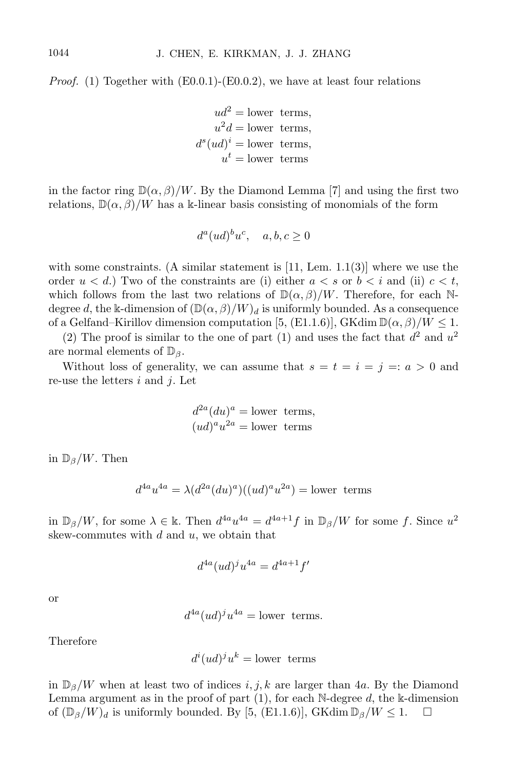*Proof.* (1) Together with (E0.0.1)-(E0.0.2), we have at least four relations

$$
\begin{aligned}
ud^2 &= \text{lower terms},\\
u^2d &= \text{lower terms},\\
d^s(ud)^i &= \text{lower terms},\\
u^t &= \text{lower terms}
\end{aligned}
$$

in the factor ring $\mathbb{D}(\alpha,\beta)/W$. By the Diamond Lemma [7] and using the first two relations, $\mathbb{D}(\alpha,\beta)/W$ has a $\Bbbk$-linear basis consisting of monomials of the form

$$
d^a(ud)^bu^c, \quad a,b,c \geq 0
$$

with some constraints. (A similar statement is [11, Lem. 1.1(3)] where we use the order $u < d$.) Two of the constraints are (i) either $a < s$ or $b < i$ and (ii) $c < t$, which follows from the last two relations of $\mathbb{D}(\alpha,\beta)/W$. Therefore, for each $\mathbb{N}$-degree $d$, the $\Bbbk$-dimension of $(\mathbb{D}(\alpha,\beta)/W)_d$ is uniformly bounded. As a consequence of a Gelfand–Kirillov dimension computation [5, (E1.1.6)], $\operatorname{GKdim} \mathbb{D}(\alpha,\beta)/W \leq 1$.

(2) The proof is similar to the one of part (1) and uses the fact that $d^2$ and $u^2$ are normal elements of $\mathbb{D}_\beta$.

Without loss of generality, we can assume that $s = t = i = j =: a > 0$ and re-use the letters $i$ and $j$. Let

$$
\begin{aligned}
d^{2a}(du)^a &= \text{lower terms},\\
(ud)^a u^{2a} &= \text{lower terms}
\end{aligned}
$$

in $\mathbb{D}_\beta/W$. Then

$$
d^{4a}u^{4a} = \lambda(d^{2a}(du)^a)((ud)^au^{2a}) = \text{lower terms}
$$

in $\mathbb{D}_\beta/W$, for some $\lambda \in \Bbbk$. Then $d^{4a}u^{4a} = d^{4a+1}f$ in $\mathbb{D}_\beta/W$ for some $f$. Since $u^2$ skew-commutes with $d$ and $u$, we obtain that

$$
d^{4a}(ud)^ju^{4a} = d^{4a+1}f'
$$

or

$$
d^{4a}(ud)^ju^{4a} = \text{lower terms}.
$$

Therefore

$$
d^i(ud)^ju^k = \text{lower terms}
$$

in $\mathbb{D}_\beta/W$ when at least two of indices $i,j,k$ are larger than $4a$. By the Diamond Lemma argument as in the proof of part (1), for each $\mathbb{N}$-degree $d$, the $\Bbbk$-dimension of $(\mathbb{D}_\beta/W)_d$ is uniformly bounded. By [5, (E1.1.6)], $\operatorname{GKdim} \mathbb{D}_\beta/W \leq 1$. $\square$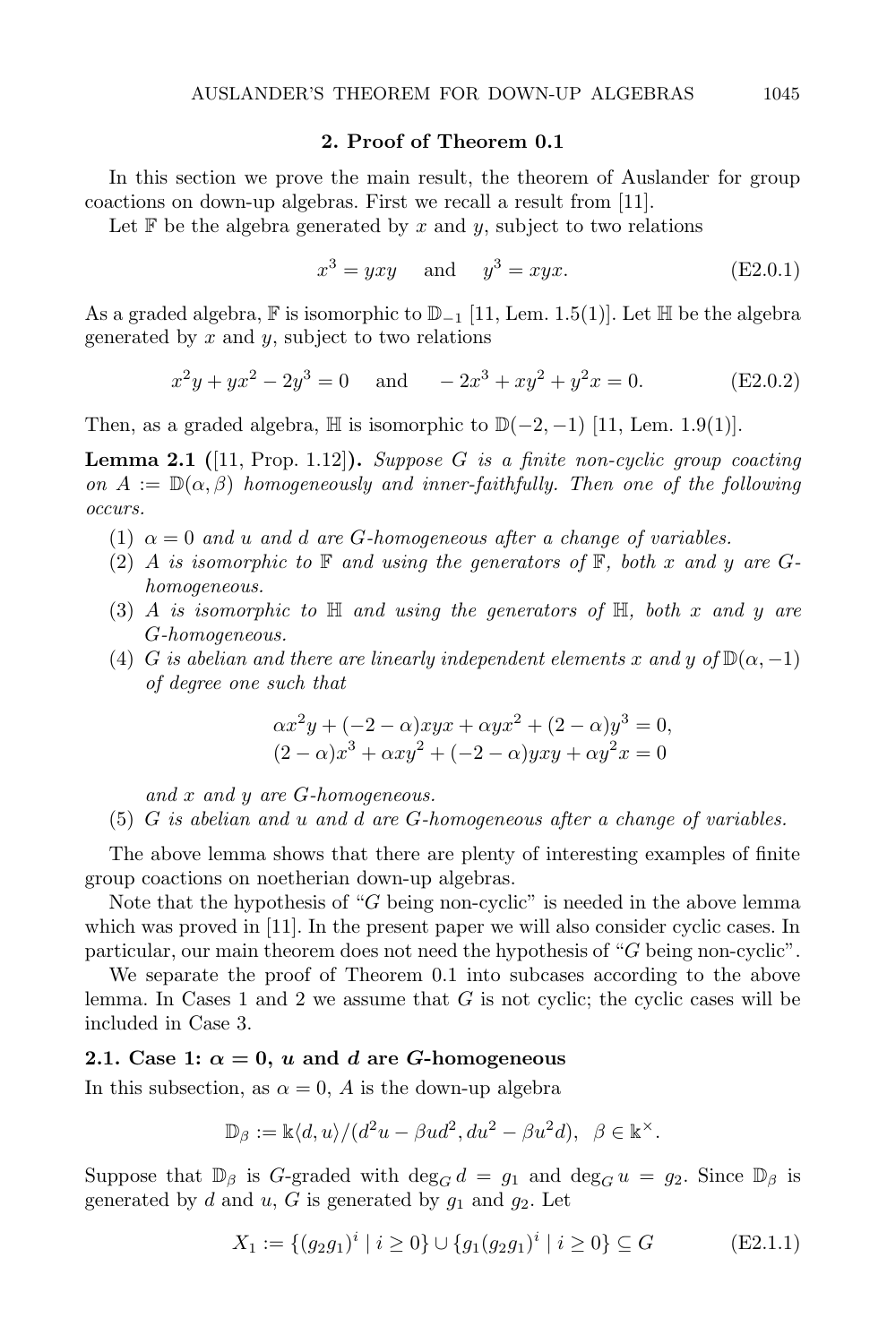## 2. Proof of Theorem 0.1

In this section we prove the main result, the theorem of Auslander for group coactions on down-up algebras. First we recall a result from [11].

Let $\mathbb{F}$ be the algebra generated by $x$ and $y$, subject to two relations

$$x^3 = yxy \quad \text{and} \quad y^3 = xyx. \tag{E2.0.1}$$

As a graded algebra, $\mathbb{F}$ is isomorphic to $\mathbb{D}_{-1}$ [11, Lem. 1.5(1)]. Let $\mathbb{H}$ be the algebra generated by $x$ and $y$, subject to two relations

$$x^2y + yx^2 - 2y^3 = 0 \quad \text{and} \quad -2x^3 + xy^2 + y^2x = 0. \tag{E2.0.2}$$

Then, as a graded algebra, $\mathbb{H}$ is isomorphic to $\mathbb{D}(-2,-1)$ [11, Lem. 1.9(1)].

**Lemma 2.1** ([11, Prop. 1.12])**.** *Suppose $G$ is a finite non-cyclic group coacting on $A := \mathbb{D}(\alpha, \beta)$ homogeneously and inner-faithfully. Then one of the following occurs.*

1. *$\alpha = 0$ and $u$ and $d$ are $G$-homogeneous after a change of variables.*
2. *$A$ is isomorphic to $\mathbb{F}$ and using the generators of $\mathbb{F}$, both $x$ and $y$ are $G$-homogeneous.*
3. *$A$ is isomorphic to $\mathbb{H}$ and using the generators of $\mathbb{H}$, both $x$ and $y$ are $G$-homogeneous.*
4. *$G$ is abelian and there are linearly independent elements $x$ and $y$ of $\mathbb{D}(\alpha, -1)$ of degree one such that*
$$\alpha x^2 y + (-2-\alpha)xyx + \alpha yx^2 + (2-\alpha)y^3 = 0,$$
$$(2-\alpha)x^3 + \alpha xy^2 + (-2-\alpha)yxy + \alpha y^2 x = 0$$
*and $x$ and $y$ are $G$-homogeneous.*
5. *$G$ is abelian and $u$ and $d$ are $G$-homogeneous after a change of variables.*

The above lemma shows that there are plenty of interesting examples of finite group coactions on noetherian down-up algebras.

Note that the hypothesis of "$G$ being non-cyclic" is needed in the above lemma which was proved in [11]. In the present paper we will also consider cyclic cases. In particular, our main theorem does not need the hypothesis of "$G$ being non-cyclic".

We separate the proof of Theorem 0.1 into subcases according to the above lemma. In Cases 1 and 2 we assume that $G$ is not cyclic; the cyclic cases will be included in Case 3.

### 2.1. Case 1: $\alpha = 0$, $u$ and $d$ are $G$-homogeneous

In this subsection, as $\alpha = 0$, $A$ is the down-up algebra

$$\mathbb{D}_\beta := \Bbbk\langle d, u\rangle/(d^2u - \beta ud^2, du^2 - \beta u^2 d), \quad \beta \in \Bbbk^\times.$$

Suppose that $\mathbb{D}_\beta$ is $G$-graded with $\deg_G d = g_1$ and $\deg_G u = g_2$. Since $\mathbb{D}_\beta$ is generated by $d$ and $u$, $G$ is generated by $g_1$ and $g_2$. Let

$$X_1 := \{(g_2g_1)^i \mid i \geq 0\} \cup \{g_1(g_2g_1)^i \mid i \geq 0\} \subseteq G \tag{E2.1.1}$$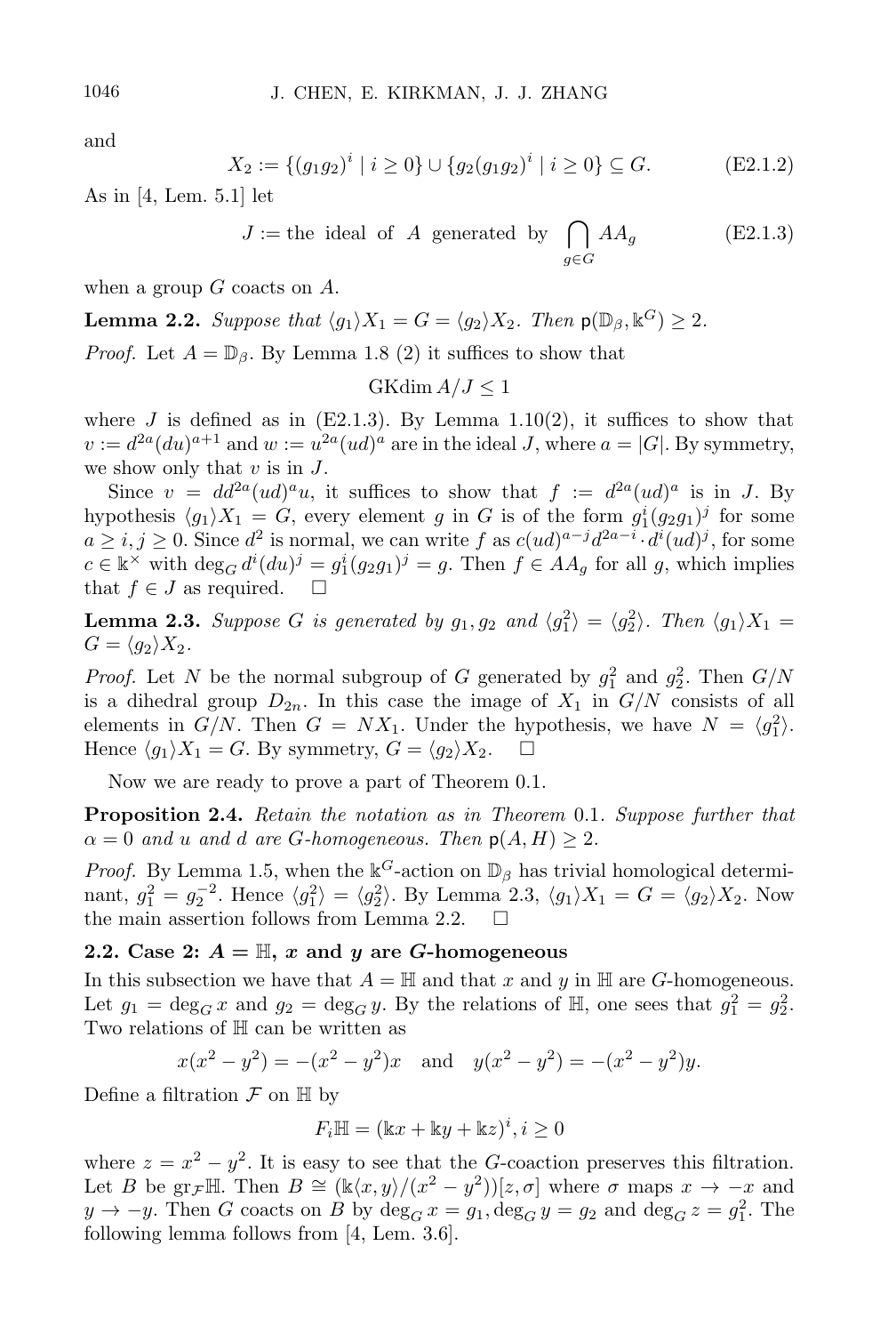and

$$X_2 := \{(g_1 g_2)^i \mid i \geq 0\} \cup \{g_2(g_1 g_2)^i \mid i \geq 0\} \subseteq G. \tag{E2.1.2}$$

As in [4, Lem. 5.1] let

$$J := \text{the ideal of } A \text{ generated by } \bigcap_{g \in G} AA_g \tag{E2.1.3}$$

when a group $G$ coacts on $A$.

**Lemma 2.2.** *Suppose that $\langle g_1 \rangle X_1 = G = \langle g_2 \rangle X_2$. Then $\mathsf{p}(\mathbb{D}_\beta, \Bbbk^G) \geq 2$.*

*Proof.* Let $A = \mathbb{D}_\beta$. By Lemma 1.8 (2) it suffices to show that

$$\operatorname{GKdim} A/J \leq 1$$

where $J$ is defined as in (E2.1.3). By Lemma 1.10(2), it suffices to show that $v := d^{2a}(du)^{a+1}$ and $w := u^{2a}(ud)^a$ are in the ideal $J$, where $a = |G|$. By symmetry, we show only that $v$ is in $J$.

Since $v = dd^{2a}(ud)^a u$, it suffices to show that $f := d^{2a}(ud)^a$ is in $J$. By hypothesis $\langle g_1 \rangle X_1 = G$, every element $g$ in $G$ is of the form $g_1^i (g_2 g_1)^j$ for some $a \geq i, j \geq 0$. Since $d^2$ is normal, we can write $f$ as $c(ud)^{a-j} d^{2a-i} \cdot d^i (ud)^j$, for some $c \in \Bbbk^\times$ with $\deg_G d^i (du)^j = g_1^i (g_2 g_1)^j = g$. Then $f \in AA_g$ for all $g$, which implies that $f \in J$ as required. $\square$

**Lemma 2.3.** *Suppose $G$ is generated by $g_1, g_2$ and $\langle g_1^2 \rangle = \langle g_2^2 \rangle$. Then $\langle g_1 \rangle X_1 = G = \langle g_2 \rangle X_2$.*

*Proof.* Let $N$ be the normal subgroup of $G$ generated by $g_1^2$ and $g_2^2$. Then $G/N$ is a dihedral group $D_{2n}$. In this case the image of $X_1$ in $G/N$ consists of all elements in $G/N$. Then $G = NX_1$. Under the hypothesis, we have $N = \langle g_1^2 \rangle$. Hence $\langle g_1 \rangle X_1 = G$. By symmetry, $G = \langle g_2 \rangle X_2$. $\square$

Now we are ready to prove a part of Theorem 0.1.

**Proposition 2.4.** *Retain the notation as in Theorem 0.1. Suppose further that $\alpha = 0$ and $u$ and $d$ are $G$-homogeneous. Then $\mathsf{p}(A, H) \geq 2$.*

*Proof.* By Lemma 1.5, when the $\Bbbk^G$-action on $\mathbb{D}_\beta$ has trivial homological determinant, $g_1^2 = g_2^{-2}$. Hence $\langle g_1^2 \rangle = \langle g_2^2 \rangle$. By Lemma 2.3, $\langle g_1 \rangle X_1 = G = \langle g_2 \rangle X_2$. Now the main assertion follows from Lemma 2.2. $\square$

### 2.2. Case 2: $A = \mathbb{H}$, $x$ and $y$ are $G$-homogeneous

In this subsection we have that $A = \mathbb{H}$ and that $x$ and $y$ in $\mathbb{H}$ are $G$-homogeneous. Let $g_1 = \deg_G x$ and $g_2 = \deg_G y$. By the relations of $\mathbb{H}$, one sees that $g_1^2 = g_2^2$. Two relations of $\mathbb{H}$ can be written as

$$x(x^2 - y^2) = -(x^2 - y^2)x \quad \text{and} \quad y(x^2 - y^2) = -(x^2 - y^2)y.$$

Define a filtration $\mathcal{F}$ on $\mathbb{H}$ by

$$F_i \mathbb{H} = (\Bbbk x + \Bbbk y + \Bbbk z)^i, i \geq 0$$

where $z = x^2 - y^2$. It is easy to see that the $G$-coaction preserves this filtration. Let $B$ be $\operatorname{gr}_{\mathcal{F}} \mathbb{H}$. Then $B \cong (\Bbbk\langle x, y \rangle/(x^2 - y^2))[z, \sigma]$ where $\sigma$ maps $x \to -x$ and $y \to -y$. Then $G$ coacts on $B$ by $\deg_G x = g_1, \deg_G y = g_2$ and $\deg_G z = g_1^2$. The following lemma follows from [4, Lem. 3.6].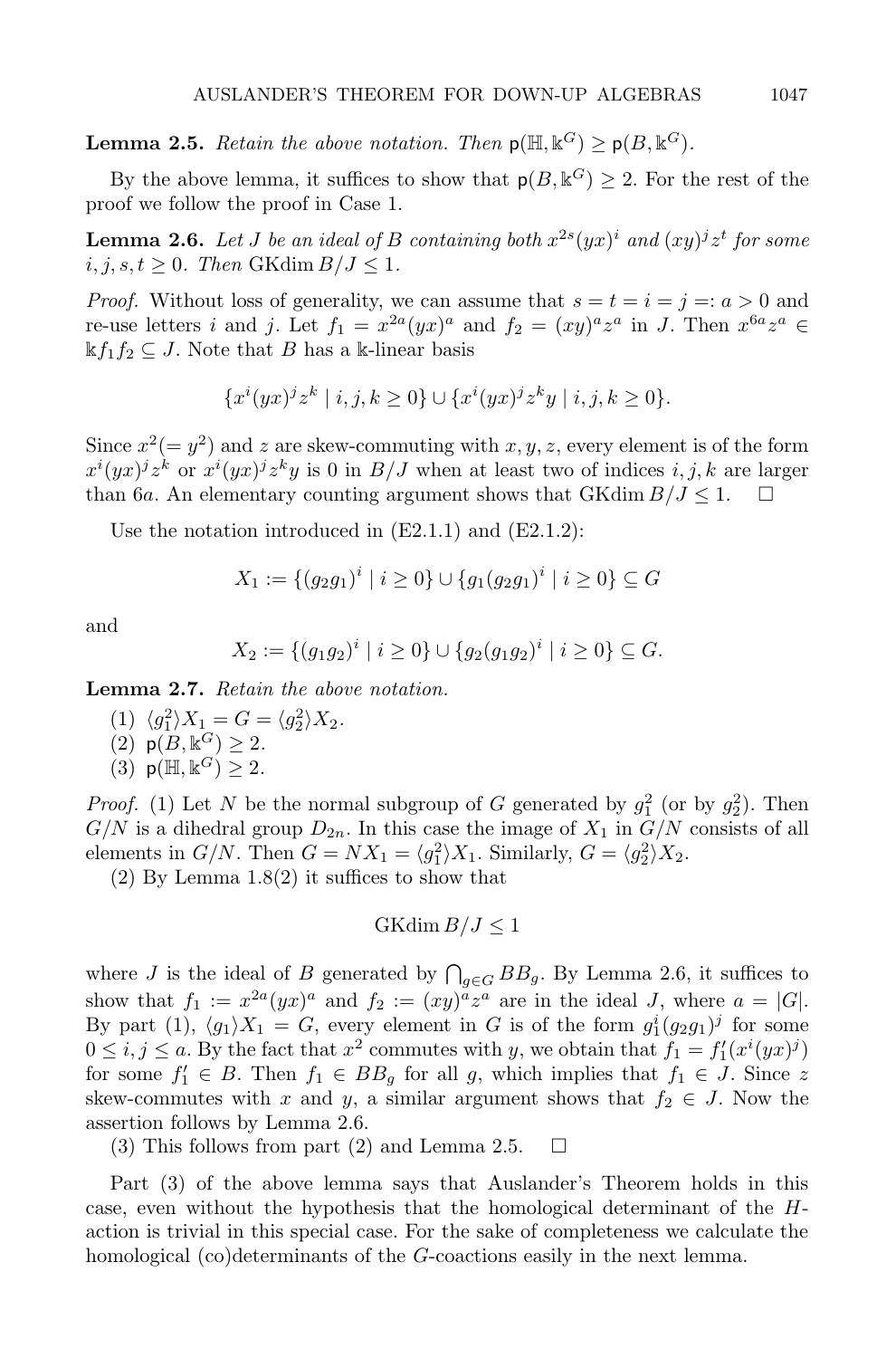**Lemma 2.5.** *Retain the above notation. Then* $\mathsf{p}(\mathbb{H}, \Bbbk^G) \geq \mathsf{p}(B, \Bbbk^G)$.

By the above lemma, it suffices to show that $\mathsf{p}(B, \Bbbk^G) \geq 2$. For the rest of the proof we follow the proof in Case 1.

**Lemma 2.6.** *Let $J$ be an ideal of $B$ containing both $x^{2s}(yx)^i$ and $(xy)^j z^t$ for some $i, j, s, t \geq 0$. Then* $\operatorname{GKdim} B/J \leq 1$.

*Proof.* Without loss of generality, we can assume that $s = t = i = j =: a > 0$ and re-use letters $i$ and $j$. Let $f_1 = x^{2a}(yx)^a$ and $f_2 = (xy)^a z^a$ in $J$. Then $x^{6a}z^a \in \Bbbk f_1 f_2 \subseteq J$. Note that $B$ has a $\Bbbk$-linear basis

$$\{x^i (yx)^j z^k \mid i, j, k \geq 0\} \cup \{x^i (yx)^j z^k y \mid i, j, k \geq 0\}.$$

Since $x^2 (= y^2)$ and $z$ are skew-commuting with $x, y, z$, every element is of the form $x^i(yx)^j z^k$ or $x^i(yx)^j z^k y$ is 0 in $B/J$ when at least two of indices $i, j, k$ are larger than $6a$. An elementary counting argument shows that $\operatorname{GKdim} B/J \leq 1$. $\square$

Use the notation introduced in (E2.1.1) and (E2.1.2):

$$X_1 := \{(g_2 g_1)^i \mid i \geq 0\} \cup \{g_1 (g_2 g_1)^i \mid i \geq 0\} \subseteq G$$

and

$$X_2 := \{(g_1 g_2)^i \mid i \geq 0\} \cup \{g_2 (g_1 g_2)^i \mid i \geq 0\} \subseteq G.$$

**Lemma 2.7.** *Retain the above notation.*

(1) $\langle g_1^2 \rangle X_1 = G = \langle g_2^2 \rangle X_2$.
(2) $\mathsf{p}(B, \Bbbk^G) \geq 2$.
(3) $\mathsf{p}(\mathbb{H}, \Bbbk^G) \geq 2$.

*Proof.* (1) Let $N$ be the normal subgroup of $G$ generated by $g_1^2$ (or by $g_2^2$). Then $G/N$ is a dihedral group $D_{2n}$. In this case the image of $X_1$ in $G/N$ consists of all elements in $G/N$. Then $G = NX_1 = \langle g_1^2 \rangle X_1$. Similarly, $G = \langle g_2^2 \rangle X_2$.

(2) By Lemma 1.8(2) it suffices to show that

$$\operatorname{GKdim} B/J \leq 1$$

where $J$ is the ideal of $B$ generated by $\bigcap_{g \in G} BB_g$. By Lemma 2.6, it suffices to show that $f_1 := x^{2a}(yx)^a$ and $f_2 := (xy)^a z^a$ are in the ideal $J$, where $a = |G|$. By part (1), $\langle g_1 \rangle X_1 = G$, every element in $G$ is of the form $g_1^i (g_2 g_1)^j$ for some $0 \leq i, j \leq a$. By the fact that $x^2$ commutes with $y$, we obtain that $f_1 = f_1'(x^i(yx)^j)$ for some $f_1' \in B$. Then $f_1 \in BB_g$ for all $g$, which implies that $f_1 \in J$. Since $z$ skew-commutes with $x$ and $y$, a similar argument shows that $f_2 \in J$. Now the assertion follows by Lemma 2.6.

(3) This follows from part (2) and Lemma 2.5. $\square$

Part (3) of the above lemma says that Auslander's Theorem holds in this case, even without the hypothesis that the homological determinant of the $H$-action is trivial in this special case. For the sake of completeness we calculate the homological (co)determinants of the $G$-coactions easily in the next lemma.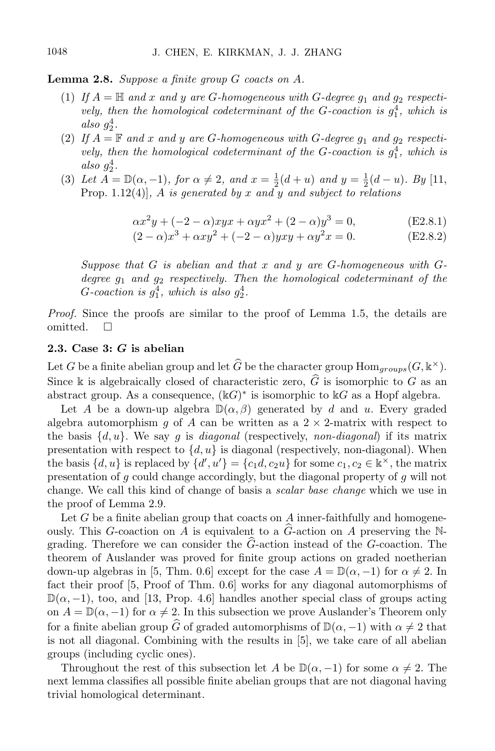**Lemma 2.8.** *Suppose a finite group $G$ coacts on $A$.*

1. *If $A = \mathbb{H}$ and $x$ and $y$ are $G$-homogeneous with $G$-degree $g_1$ and $g_2$ respectively, then the homological codeterminant of the $G$-coaction is $g_1^4$, which is also $g_2^4$.*
2. *If $A = \mathbb{F}$ and $x$ and $y$ are $G$-homogeneous with $G$-degree $g_1$ and $g_2$ respectively, then the homological codeterminant of the $G$-coaction is $g_1^4$, which is also $g_2^4$.*
3. *Let $A = \mathbb{D}(\alpha, -1)$, for $\alpha \neq 2$, and $x = \frac{1}{2}(d+u)$ and $y = \frac{1}{2}(d-u)$. By* [11, Prop. 1.12(4)], *$A$ is generated by $x$ and $y$ and subject to relations*

$$\alpha x^2 y + (-2-\alpha)xyx + \alpha yx^2 + (2-\alpha)y^3 = 0, \tag{E2.8.1}$$

$$(2-\alpha)x^3 + \alpha xy^2 + (-2-\alpha)yxy + \alpha y^2 x = 0. \tag{E2.8.2}$$

*Suppose that $G$ is abelian and that $x$ and $y$ are $G$-homogeneous with $G$-degree $g_1$ and $g_2$ respectively. Then the homological codeterminant of the $G$-coaction is $g_1^4$, which is also $g_2^4$.*

*Proof.* Since the proofs are similar to the proof of Lemma 1.5, the details are omitted. $\square$

### 2.3. Case 3: $G$ is abelian

Let $G$ be a finite abelian group and let $\widehat{G}$ be the character group $\text{Hom}_{groups}(G, \Bbbk^\times)$. Since $\Bbbk$ is algebraically closed of characteristic zero, $\widehat{G}$ is isomorphic to $G$ as an abstract group. As a consequence, $(\Bbbk G)^*$ is isomorphic to $\Bbbk G$ as a Hopf algebra.

Let $A$ be a down-up algebra $\mathbb{D}(\alpha, \beta)$ generated by $d$ and $u$. Every graded algebra automorphism $g$ of $A$ can be written as a $2\times 2$-matrix with respect to the basis $\{d, u\}$. We say $g$ is *diagonal* (respectively, *non-diagonal*) if its matrix presentation with respect to $\{d, u\}$ is diagonal (respectively, non-diagonal). When the basis $\{d, u\}$ is replaced by $\{d', u'\} = \{c_1 d, c_2 u\}$ for some $c_1, c_2 \in \Bbbk^\times$, the matrix presentation of $g$ could change accordingly, but the diagonal property of $g$ will not change. We call this kind of change of basis a *scalar base change* which we use in the proof of Lemma 2.9.

Let $G$ be a finite abelian group that coacts on $A$ inner-faithfully and homogeneously. This $G$-coaction on $A$ is equivalent to a $\widehat{G}$-action on $A$ preserving the $\mathbb{N}$-grading. Therefore we can consider the $\widehat{G}$-action instead of the $G$-coaction. The theorem of Auslander was proved for finite group actions on graded noetherian down-up algebras in [5, Thm. 0.6] except for the case $A = \mathbb{D}(\alpha, -1)$ for $\alpha \neq 2$. In fact their proof [5, Proof of Thm. 0.6] works for any diagonal automorphisms of $\mathbb{D}(\alpha, -1)$, too, and [13, Prop. 4.6] handles another special class of groups acting on $A = \mathbb{D}(\alpha, -1)$ for $\alpha \neq 2$. In this subsection we prove Auslander's Theorem only for a finite abelian group $\widehat{G}$ of graded automorphisms of $\mathbb{D}(\alpha, -1)$ with $\alpha \neq 2$ that is not all diagonal. Combining with the results in [5], we take care of all abelian groups (including cyclic ones).

Throughout the rest of this subsection let $A$ be $\mathbb{D}(\alpha, -1)$ for some $\alpha \neq 2$. The next lemma classifies all possible finite abelian groups that are not diagonal having trivial homological determinant.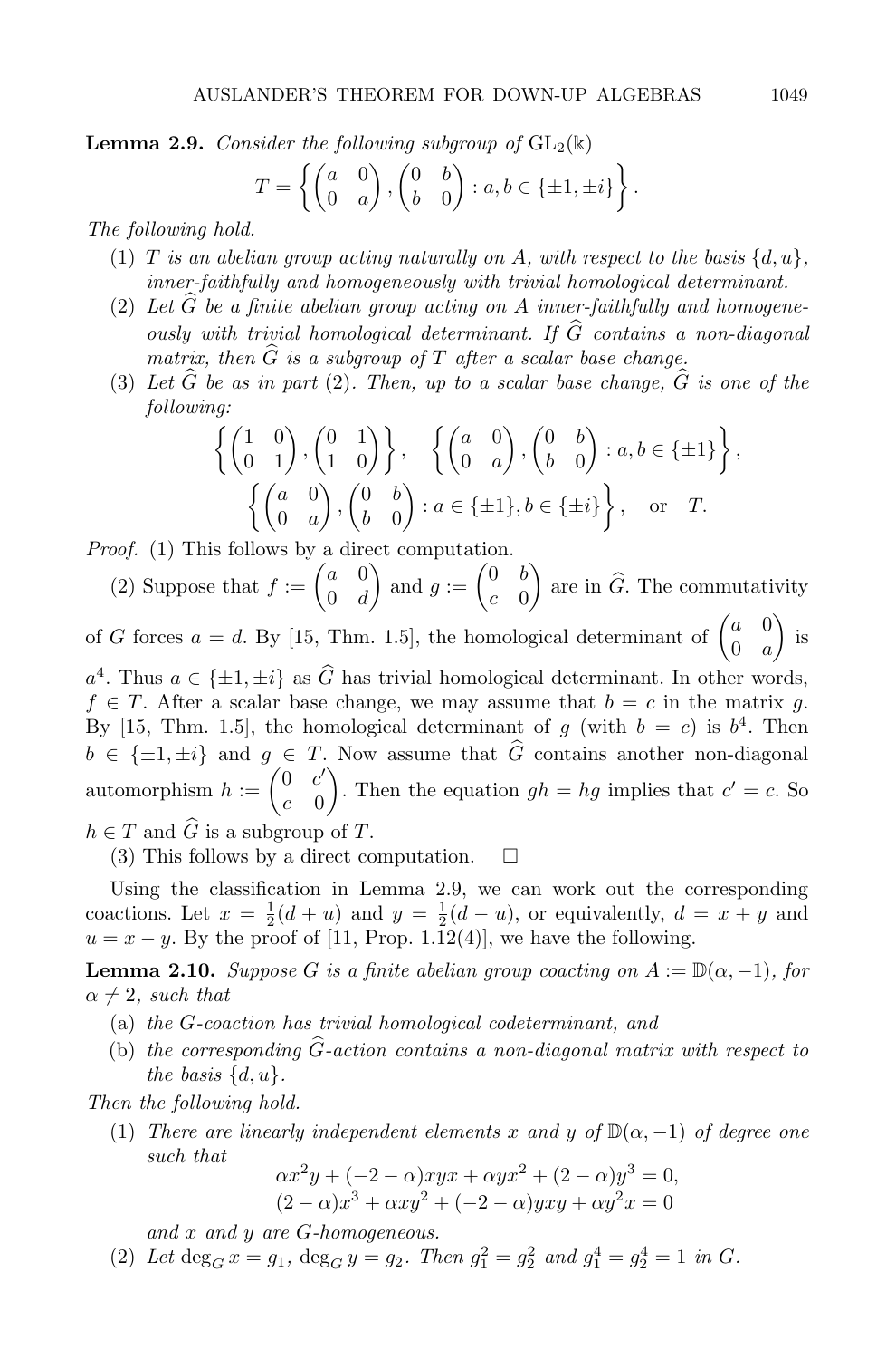**Lemma 2.9.** *Consider the following subgroup of* $\mathrm{GL}_2(\Bbbk)$

$$T = \left\{ \begin{pmatrix} a & 0 \\ 0 & a \end{pmatrix}, \begin{pmatrix} 0 & b \\ b & 0 \end{pmatrix} : a, b \in \{\pm 1, \pm i\} \right\}.$$

*The following hold.*

1. *$T$ is an abelian group acting naturally on $A$, with respect to the basis $\{d, u\}$, inner-faithfully and homogeneously with trivial homological determinant.*
2. *Let $\widehat{G}$ be a finite abelian group acting on $A$ inner-faithfully and homogeneously with trivial homological determinant. If $\widehat{G}$ contains a non-diagonal matrix, then $\widehat{G}$ is a subgroup of $T$ after a scalar base change.*
3. *Let $\widehat{G}$ be as in part (2). Then, up to a scalar base change, $\widehat{G}$ is one of the following:*

$$\left\{ \begin{pmatrix} 1 & 0 \\ 0 & 1 \end{pmatrix}, \begin{pmatrix} 0 & 1 \\ 1 & 0 \end{pmatrix} \right\}, \quad \left\{ \begin{pmatrix} a & 0 \\ 0 & a \end{pmatrix}, \begin{pmatrix} 0 & b \\ b & 0 \end{pmatrix} : a, b \in \{\pm 1\} \right\},$$

$$\left\{ \begin{pmatrix} a & 0 \\ 0 & a \end{pmatrix}, \begin{pmatrix} 0 & b \\ b & 0 \end{pmatrix} : a \in \{\pm 1\}, b \in \{\pm i\} \right\}, \quad \text{or} \quad T.$$

*Proof.* (1) This follows by a direct computation.

(2) Suppose that $f := \begin{pmatrix} a & 0 \\ 0 & d \end{pmatrix}$ and $g := \begin{pmatrix} 0 & b \\ c & 0 \end{pmatrix}$ are in $\widehat{G}$. The commutativity of $G$ forces $a = d$. By [15, Thm. 1.5], the homological determinant of $\begin{pmatrix} a & 0 \\ 0 & a \end{pmatrix}$ is $a^4$. Thus $a \in \{\pm 1, \pm i\}$ as $\widehat{G}$ has trivial homological determinant. In other words, $f \in T$. After a scalar base change, we may assume that $b = c$ in the matrix $g$. By [15, Thm. 1.5], the homological determinant of $g$ (with $b = c$) is $b^4$. Then $b \in \{\pm 1, \pm i\}$ and $g \in T$. Now assume that $\widehat{G}$ contains another non-diagonal automorphism $h := \begin{pmatrix} 0 & c' \\ c & 0 \end{pmatrix}$. Then the equation $gh = hg$ implies that $c' = c$. So $h \in T$ and $\widehat{G}$ is a subgroup of $T$.

(3) This follows by a direct computation. $\square$

Using the classification in Lemma 2.9, we can work out the corresponding coactions. Let $x = \frac{1}{2}(d + u)$ and $y = \frac{1}{2}(d - u)$, or equivalently, $d = x + y$ and $u = x - y$. By the proof of [11, Prop. 1.12(4)], we have the following.

**Lemma 2.10.** *Suppose $G$ is a finite abelian group coacting on $A := \mathbb{D}(\alpha, -1)$, for $\alpha \neq 2$, such that*

- (a) *the $G$-coaction has trivial homological codeterminant, and*
- (b) *the corresponding $\widehat{G}$-action contains a non-diagonal matrix with respect to the basis $\{d, u\}$.*

*Then the following hold.*

1. *There are linearly independent elements $x$ and $y$ of $\mathbb{D}(\alpha, -1)$ of degree one such that*

$$\alpha x^2 y + (-2 - \alpha) x y x + \alpha y x^2 + (2 - \alpha) y^3 = 0,$$
$$(2 - \alpha) x^3 + \alpha x y^2 + (-2 - \alpha) y x y + \alpha y^2 x = 0$$

   *and $x$ and $y$ are $G$-homogeneous.*

2. *Let $\deg_G x = g_1$, $\deg_G y = g_2$. Then $g_1^2 = g_2^2$ and $g_1^4 = g_2^4 = 1$ in $G$.*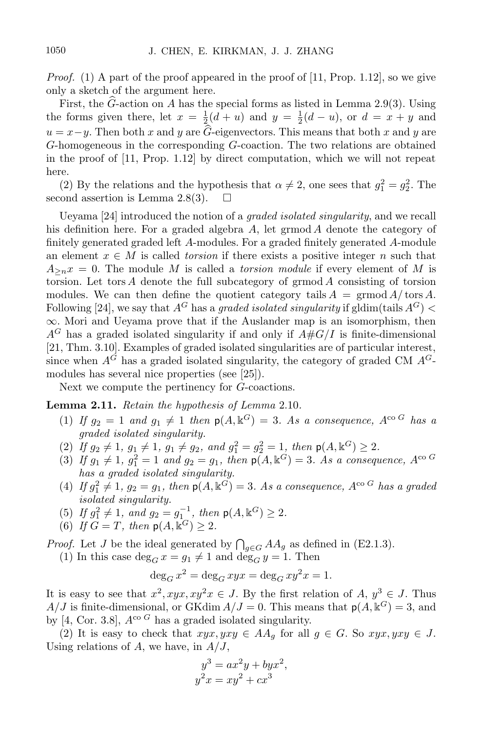*Proof.* (1) A part of the proof appeared in the proof of [11, Prop. 1.12], so we give only a sketch of the argument here.

First, the $\widehat{G}$-action on $A$ has the special forms as listed in Lemma 2.9(3). Using the forms given there, let $x = \frac{1}{2}(d+u)$ and $y = \frac{1}{2}(d-u)$, or $d = x+y$ and $u = x-y$. Then both $x$ and $y$ are $\widehat{G}$-eigenvectors. This means that both $x$ and $y$ are $G$-homogeneous in the corresponding $G$-coaction. The two relations are obtained in the proof of [11, Prop. 1.12] by direct computation, which we will not repeat here.

(2) By the relations and the hypothesis that $\alpha \neq 2$, one sees that $g_1^2 = g_2^2$. The second assertion is Lemma 2.8(3). $\square$

Ueyama [24] introduced the notion of a *graded isolated singularity*, and we recall his definition here. For a graded algebra $A$, let $\operatorname{grmod} A$ denote the category of finitely generated graded left $A$-modules. For a graded finitely generated $A$-module an element $x \in M$ is called *torsion* if there exists a positive integer $n$ such that $A_{\geq n} x = 0$. The module $M$ is called a *torsion module* if every element of $M$ is torsion. Let $\operatorname{tors} A$ denote the full subcategory of $\operatorname{grmod} A$ consisting of torsion modules. We can then define the quotient category $\operatorname{tails} A = \operatorname{grmod} A / \operatorname{tors} A$. Following [24], we say that $A^G$ has a *graded isolated singularity* if $\operatorname{gldim}(\operatorname{tails} A^G) < \infty$. Mori and Ueyama prove that if the Auslander map is an isomorphism, then $A^G$ has a graded isolated singularity if and only if $A\#G/I$ is finite-dimensional [21, Thm. 3.10]. Examples of graded isolated singularities are of particular interest, since when $A^G$ has a graded isolated singularity, the category of graded CM $A^G$-modules has several nice properties (see [25]).

Next we compute the pertinency for $G$-coactions.

**Lemma 2.11.** *Retain the hypothesis of Lemma* 2.10.

1. *If $g_2 = 1$ and $g_1 \neq 1$ then $\mathsf{p}(A, \Bbbk^G) = 3$. As a consequence, $A^{\operatorname{co} G}$ has a graded isolated singularity.*
2. *If $g_2 \neq 1$, $g_1 \neq 1$, $g_1 \neq g_2$, and $g_1^2 = g_2^2 = 1$, then $\mathsf{p}(A, \Bbbk^G) \geq 2$.*
3. *If $g_1 \neq 1$, $g_1^2 = 1$ and $g_2 = g_1$, then $\mathsf{p}(A, \Bbbk^G) = 3$. As a consequence, $A^{\operatorname{co} G}$ has a graded isolated singularity.*
4. *If $g_1^2 \neq 1$, $g_2 = g_1$, then $\mathsf{p}(A, \Bbbk^G) = 3$. As a consequence, $A^{\operatorname{co} G}$ has a graded isolated singularity.*
5. *If $g_1^2 \neq 1$, and $g_2 = g_1^{-1}$, then $\mathsf{p}(A, \Bbbk^G) \geq 2$.*
6. *If $G = T$, then $\mathsf{p}(A, \Bbbk^G) \geq 2$.*

*Proof.* Let $J$ be the ideal generated by $\bigcap_{g \in G} AA_g$ as defined in (E2.1.3).

(1) In this case $\deg_G x = g_1 \neq 1$ and $\deg_G y = 1$. Then

$$\deg_G x^2 = \deg_G xyx = \deg_G xy^2 x = 1.$$

It is easy to see that $x^2, xyx, xy^2x \in J$. By the first relation of $A$, $y^3 \in J$. Thus $A/J$ is finite-dimensional, or $\operatorname{GKdim} A/J = 0$. This means that $\mathsf{p}(A, \Bbbk^G) = 3$, and by [4, Cor. 3.8], $A^{\operatorname{co} G}$ has a graded isolated singularity.

(2) It is easy to check that $xyx, yxy \in AA_g$ for all $g \in G$. So $xyx, yxy \in J$. Using relations of $A$, we have, in $A/J$,

$$y^3 = ax^2y + byx^2,$$
$$y^2x = xy^2 + cx^3$$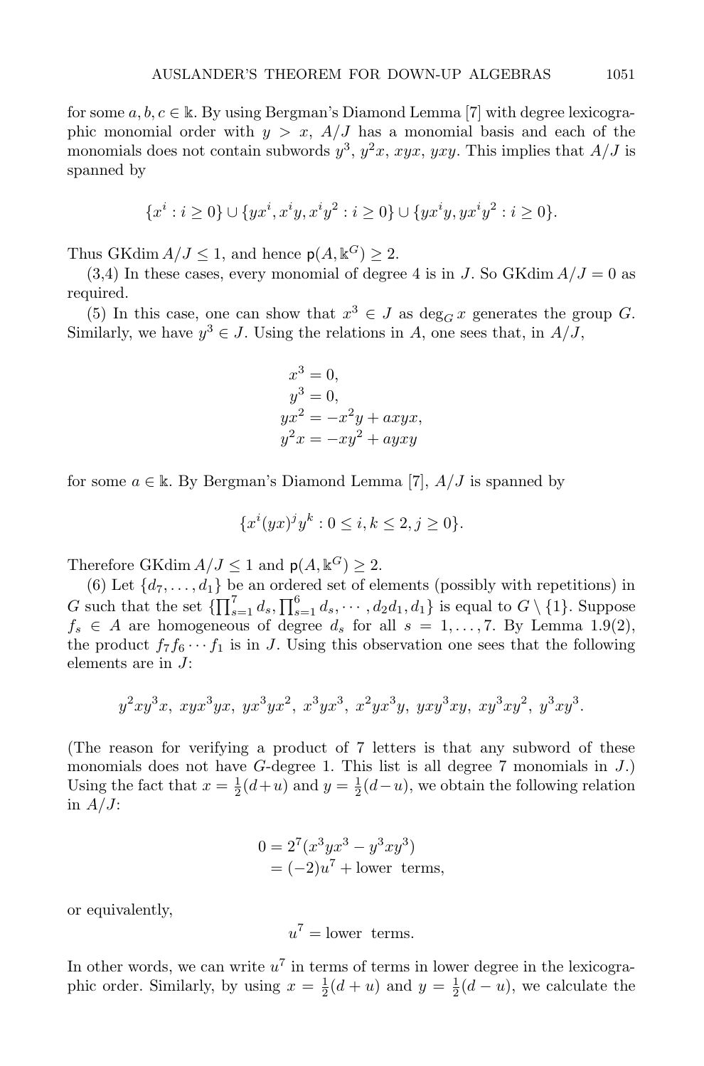for some $a, b, c \in \Bbbk$. By using Bergman's Diamond Lemma [7] with degree lexicographic monomial order with $y > x$, $A/J$ has a monomial basis and each of the monomials does not contain subwords $y^3$, $y^2x$, $xyx$, $yxy$. This implies that $A/J$ is spanned by

$$\{x^i : i \geq 0\} \cup \{yx^i, x^iy, x^iy^2 : i \geq 0\} \cup \{yx^iy, yx^iy^2 : i \geq 0\}.$$

Thus $\operatorname{GKdim} A/J \leq 1$, and hence $\mathsf{p}(A, \Bbbk^G) \geq 2$.

(3,4) In these cases, every monomial of degree 4 is in $J$. So $\operatorname{GKdim} A/J = 0$ as required.

(5) In this case, one can show that $x^3 \in J$ as $\deg_G x$ generates the group $G$. Similarly, we have $y^3 \in J$. Using the relations in $A$, one sees that, in $A/J$,

$$\begin{aligned}
x^3 &= 0,\\
y^3 &= 0,\\
yx^2 &= -x^2y + axyx,\\
y^2x &= -xy^2 + ayxy
\end{aligned}$$

for some $a \in \Bbbk$. By Bergman's Diamond Lemma [7], $A/J$ is spanned by

$$\{x^i(yx)^jy^k : 0 \leq i, k \leq 2, j \geq 0\}.$$

Therefore $\operatorname{GKdim} A/J \leq 1$ and $\mathsf{p}(A, \Bbbk^G) \geq 2$.

(6) Let $\{d_7, \ldots, d_1\}$ be an ordered set of elements (possibly with repetitions) in $G$ such that the set $\{\prod_{s=1}^7 d_s, \prod_{s=1}^6 d_s, \cdots, d_2d_1, d_1\}$ is equal to $G \setminus \{1\}$. Suppose $f_s \in A$ are homogeneous of degree $d_s$ for all $s = 1, \ldots, 7$. By Lemma 1.9(2), the product $f_7f_6\cdots f_1$ is in $J$. Using this observation one sees that the following elements are in $J$:

$$y^2xy^3x,\ xyx^3yx,\ yx^3yx^2,\ x^3yx^3,\ x^2yx^3y,\ yxy^3xy,\ xy^3xy^2,\ y^3xy^3.$$

(The reason for verifying a product of 7 letters is that any subword of these monomials does not have $G$-degree 1. This list is all degree 7 monomials in $J$.) Using the fact that $x = \frac{1}{2}(d+u)$ and $y = \frac{1}{2}(d-u)$, we obtain the following relation in $A/J$:

$$\begin{aligned}
0 &= 2^7(x^3yx^3 - y^3xy^3)\\
&= (-2)u^7 + \text{lower terms},
\end{aligned}$$

or equivalently,

$$u^7 = \text{lower terms}.$$

In other words, we can write $u^7$ in terms of terms in lower degree in the lexicographic order. Similarly, by using $x = \frac{1}{2}(d+u)$ and $y = \frac{1}{2}(d-u)$, we calculate the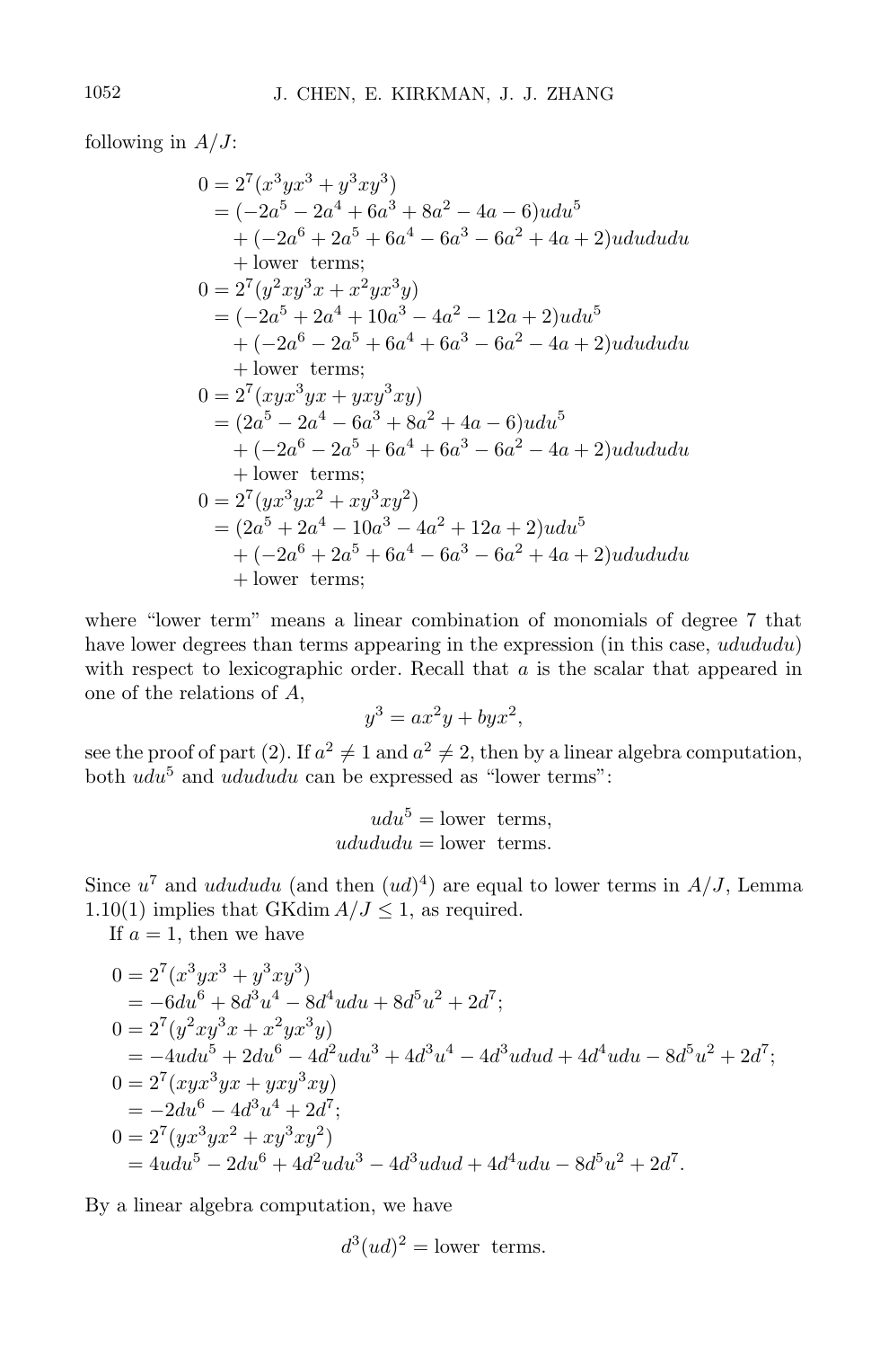following in $A/J$:

$$
\begin{aligned}
0 &= 2^7(x^3yx^3 + y^3xy^3)\\
&= (-2a^5 - 2a^4 + 6a^3 + 8a^2 - 4a - 6)udu^5\\
&\quad + (-2a^6 + 2a^5 + 6a^4 - 6a^3 - 6a^2 + 4a + 2)udududu\\
&\quad + \text{lower terms};\\
0 &= 2^7(y^2xy^3x + x^2yx^3y)\\
&= (-2a^5 + 2a^4 + 10a^3 - 4a^2 - 12a + 2)udu^5\\
&\quad + (-2a^6 - 2a^5 + 6a^4 + 6a^3 - 6a^2 - 4a + 2)udududu\\
&\quad + \text{lower terms};\\
0 &= 2^7(xyx^3yx + yxy^3xy)\\
&= (2a^5 - 2a^4 - 6a^3 + 8a^2 + 4a - 6)udu^5\\
&\quad + (-2a^6 - 2a^5 + 6a^4 + 6a^3 - 6a^2 - 4a + 2)udududu\\
&\quad + \text{lower terms};\\
0 &= 2^7(yx^3yx^2 + xy^3xy^2)\\
&= (2a^5 + 2a^4 - 10a^3 - 4a^2 + 12a + 2)udu^5\\
&\quad + (-2a^6 + 2a^5 + 6a^4 - 6a^3 - 6a^2 + 4a + 2)udududu\\
&\quad + \text{lower terms};
\end{aligned}
$$

where "lower term" means a linear combination of monomials of degree 7 that have lower degrees than terms appearing in the expression (in this case, $udududu$) with respect to lexicographic order. Recall that $a$ is the scalar that appeared in one of the relations of $A$,

$$y^3 = ax^2y + byx^2,$$

see the proof of part (2). If $a^2 \neq 1$ and $a^2 \neq 2$, then by a linear algebra computation, both $udu^5$ and $udududu$ can be expressed as "lower terms":

$$
\begin{aligned}
udu^5 &= \text{lower terms},\\
udududu &= \text{lower terms}.
\end{aligned}
$$

Since $u^7$ and $udududu$ (and then $(ud)^4$) are equal to lower terms in $A/J$, Lemma 1.10(1) implies that $\operatorname{GKdim} A/J \leq 1$, as required.

If $a = 1$, then we have

$$
\begin{aligned}
0 &= 2^7(x^3yx^3 + y^3xy^3)\\
&= -6du^6 + 8d^3u^4 - 8d^4udu + 8d^5u^2 + 2d^7;\\
0 &= 2^7(y^2xy^3x + x^2yx^3y)\\
&= -4udu^5 + 2du^6 - 4d^2udu^3 + 4d^3u^4 - 4d^3udud + 4d^4udu - 8d^5u^2 + 2d^7;\\
0 &= 2^7(xyx^3yx + yxy^3xy)\\
&= -2du^6 - 4d^3u^4 + 2d^7;\\
0 &= 2^7(yx^3yx^2 + xy^3xy^2)\\
&= 4udu^5 - 2du^6 + 4d^2udu^3 - 4d^3udud + 4d^4udu - 8d^5u^2 + 2d^7.
\end{aligned}
$$

By a linear algebra computation, we have

$$d^3(ud)^2 = \text{lower terms}.$$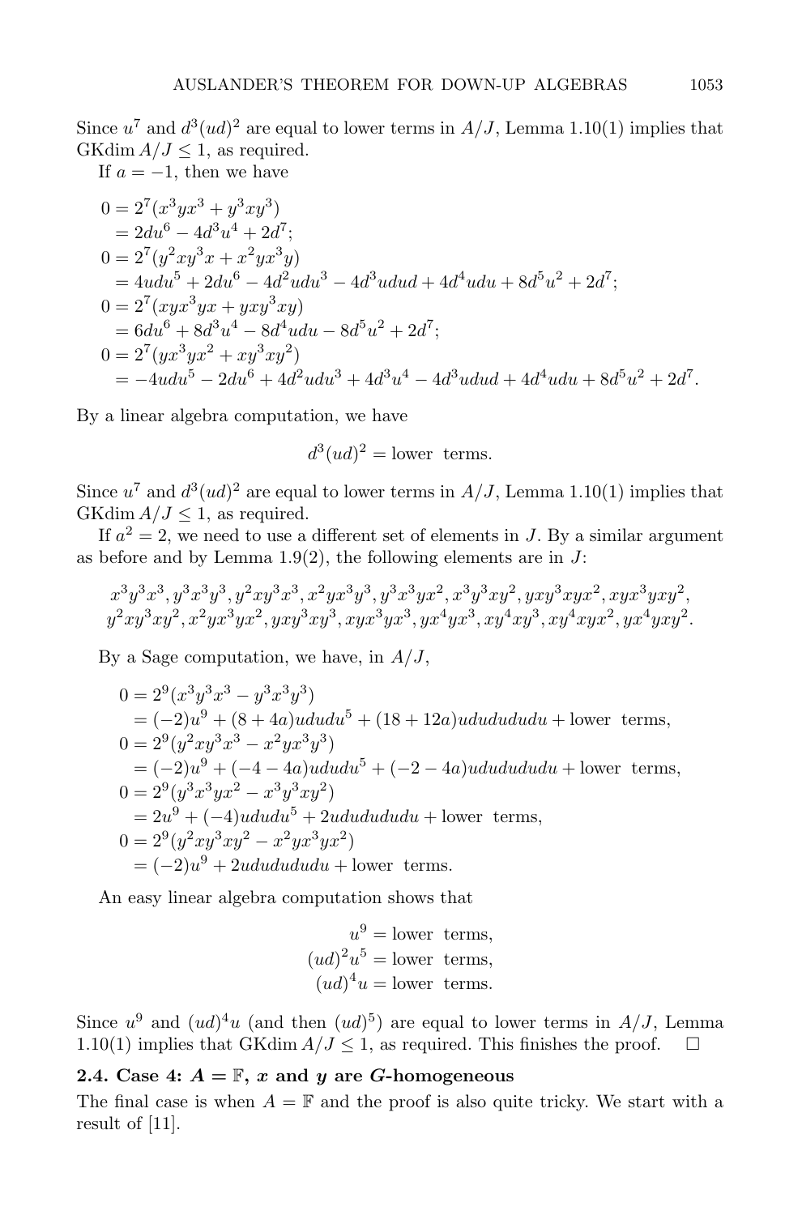Since $u^7$ and $d^3(ud)^2$ are equal to lower terms in $A/J$, Lemma 1.10(1) implies that $\operatorname{GKdim} A/J \leq 1$, as required.

If $a = -1$, then we have

$$
\begin{aligned}
0 &= 2^7(x^3yx^3 + y^3xy^3) \\
&= 2du^6 - 4d^3u^4 + 2d^7; \\
0 &= 2^7(y^2xy^3x + x^2yx^3y) \\
&= 4udu^5 + 2du^6 - 4d^2udu^3 - 4d^3udud + 4d^4udu + 8d^5u^2 + 2d^7; \\
0 &= 2^7(xyx^3yx + yxy^3xy) \\
&= 6du^6 + 8d^3u^4 - 8d^4udu - 8d^5u^2 + 2d^7; \\
0 &= 2^7(yx^3yx^2 + xy^3xy^2) \\
&= -4udu^5 - 2du^6 + 4d^2udu^3 + 4d^3u^4 - 4d^3udud + 4d^4udu + 8d^5u^2 + 2d^7.
\end{aligned}
$$

By a linear algebra computation, we have

$$d^3(ud)^2 = \text{lower terms}.$$

Since $u^7$ and $d^3(ud)^2$ are equal to lower terms in $A/J$, Lemma 1.10(1) implies that $\operatorname{GKdim} A/J \leq 1$, as required.

If $a^2 = 2$, we need to use a different set of elements in $J$. By a similar argument as before and by Lemma 1.9(2), the following elements are in $J$:

$$
\begin{gathered}
x^3y^3x^3, y^3x^3y^3, y^2xy^3x^3, x^2yx^3y^3, y^3x^3yx^2, x^3y^3xy^2, yxy^3xyx^2, xyx^3yxy^2, \\
y^2xy^3xy^2, x^2yx^3yx^2, yxy^3xy^3, xyx^3yx^3, yx^4yx^3, xy^4xy^3, xy^4xyx^2, yx^4yxy^2.
\end{gathered}
$$

By a Sage computation, we have, in $A/J$,

$$
\begin{aligned}
0 &= 2^9(x^3y^3x^3 - y^3x^3y^3) \\
&= (-2)u^9 + (8+4a)ududu^5 + (18+12a)udududududu + \text{lower terms}, \\
0 &= 2^9(y^2xy^3x^3 - x^2yx^3y^3) \\
&= (-2)u^9 + (-4-4a)ududu^5 + (-2-4a)udududududu + \text{lower terms}, \\
0 &= 2^9(y^3x^3yx^2 - x^3y^3xy^2) \\
&= 2u^9 + (-4)ududu^5 + 2udududududu + \text{lower terms}, \\
0 &= 2^9(y^2xy^3xy^2 - x^2yx^3yx^2) \\
&= (-2)u^9 + 2udududududu + \text{lower terms}.
\end{aligned}
$$

An easy linear algebra computation shows that

$$
\begin{aligned}
u^9 &= \text{lower terms}, \\
(ud)^2u^5 &= \text{lower terms}, \\
(ud)^4u &= \text{lower terms}.
\end{aligned}
$$

Since $u^9$ and $(ud)^4u$ (and then $(ud)^5$) are equal to lower terms in $A/J$, Lemma 1.10(1) implies that $\operatorname{GKdim} A/J \leq 1$, as required. This finishes the proof. $\square$

### 2.4. Case 4: $\mathbb{A} = \mathbb{F}$, $x$ and $y$ are $G$-homogeneous

The final case is when $\mathbb{A} = \mathbb{F}$ and the proof is also quite tricky. We start with a result of [11].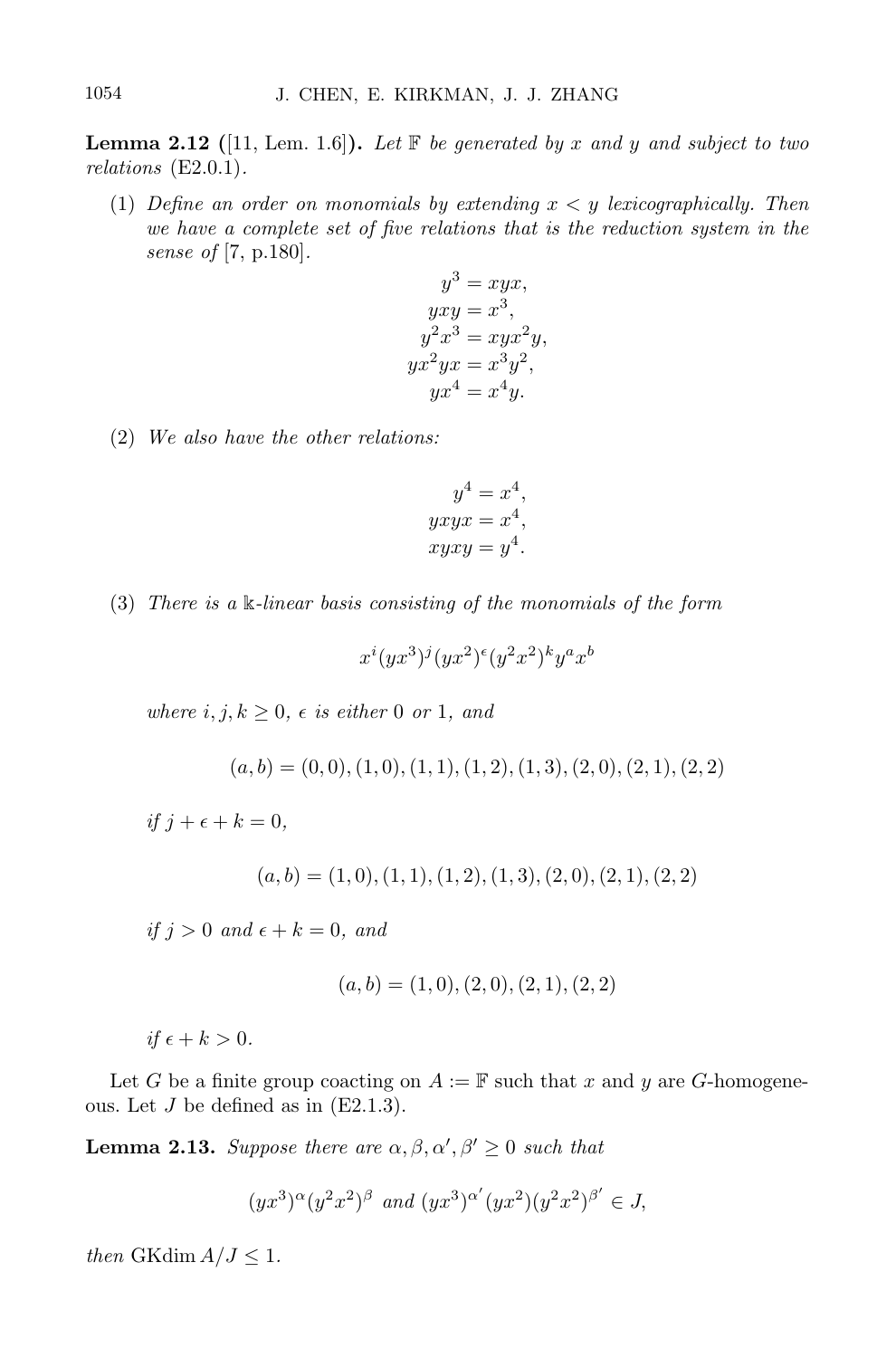**Lemma 2.12** ([11, Lem. 1.6])**.** *Let $\mathbb{F}$ be generated by $x$ and $y$ and subject to two relations* (E2.0.1)*.*

(1) *Define an order on monomials by extending $x < y$ lexicographically. Then we have a complete set of five relations that is the reduction system in the sense of* [7, p.180]*.*

$$\begin{aligned} y^3 &= xyx, \\ yxy &= x^3, \\ y^2x^3 &= xyx^2y, \\ yx^2yx &= x^3y^2, \\ yx^4 &= x^4y. \end{aligned}$$

(2) *We also have the other relations:*

$$\begin{aligned} y^4 &= x^4, \\ yxyx &= x^4, \\ xyxy &= y^4. \end{aligned}$$

(3) *There is a $\Bbbk$-linear basis consisting of the monomials of the form*

$$x^i(yx^3)^j(yx^2)^\epsilon(y^2x^2)^k y^a x^b$$

*where $i, j, k \geq 0$, $\epsilon$ is either 0 or 1, and*

$$(a,b) = (0,0),(1,0),(1,1),(1,2),(1,3),(2,0),(2,1),(2,2)$$

*if $j + \epsilon + k = 0$,*

$$(a,b) = (1,0),(1,1),(1,2),(1,3),(2,0),(2,1),(2,2)$$

*if $j > 0$ and $\epsilon + k = 0$, and*

$$(a,b) = (1,0),(2,0),(2,1),(2,2)$$

*if $\epsilon + k > 0$.*

Let $G$ be a finite group coacting on $A := \mathbb{F}$ such that $x$ and $y$ are $G$-homogeneous. Let $J$ be defined as in (E2.1.3).

**Lemma 2.13.** *Suppose there are $\alpha, \beta, \alpha', \beta' \geq 0$ such that*

$$(yx^3)^\alpha(y^2x^2)^\beta \text{ and } (yx^3)^{\alpha'}(yx^2)(y^2x^2)^{\beta'} \in J,$$

*then* $\operatorname{GKdim} A/J \leq 1$.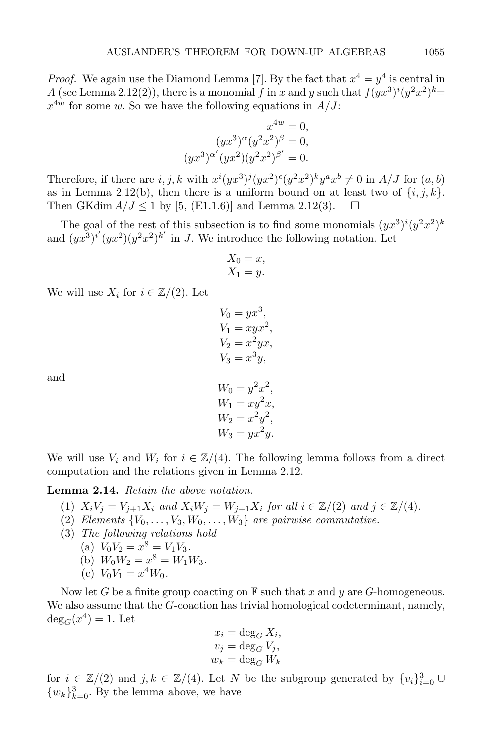*Proof.* We again use the Diamond Lemma [7]. By the fact that $x^4 = y^4$ is central in $A$ (see Lemma 2.12(2)), there is a monomial $f$ in $x$ and $y$ such that $f(yx^3)^i(y^2x^2)^k = x^{4w}$ for some $w$. So we have the following equations in $A/J$:

$$x^{4w} = 0,$$
$$(yx^3)^{\alpha}(y^2x^2)^{\beta} = 0,$$
$$(yx^3)^{\alpha'}(yx^2)(y^2x^2)^{\beta'} = 0.$$

Therefore, if there are $i, j, k$ with $x^i(yx^3)^j(yx^2)^{\epsilon}(y^2x^2)^k y^a x^b \neq 0$ in $A/J$ for $(a, b)$ as in Lemma 2.12(b), then there is a uniform bound on at least two of $\{i, j, k\}$. Then $\operatorname{GKdim} A/J \leq 1$ by [5, (E1.1.6)] and Lemma 2.12(3). $\square$

The goal of the rest of this subsection is to find some monomials $(yx^3)^i(y^2x^2)^k$ and $(yx^3)^{i'}(yx^2)(y^2x^2)^{k'}$ in $J$. We introduce the following notation. Let

$$X_0 = x,$$
$$X_1 = y.$$

We will use $X_i$ for $i \in \mathbb{Z}/(2)$. Let

$$V_0 = yx^3,$$
$$V_1 = xyx^2,$$
$$V_2 = x^2yx,$$
$$V_3 = x^3y,$$

and

$$W_0 = y^2x^2,$$
$$W_1 = xy^2x,$$
$$W_2 = x^2y^2,$$
$$W_3 = yx^2y.$$

We will use $V_i$ and $W_i$ for $i \in \mathbb{Z}/(4)$. The following lemma follows from a direct computation and the relations given in Lemma 2.12.

**Lemma 2.14.** *Retain the above notation.*

1. $X_iV_j = V_{j+1}X_i$ *and* $X_iW_j = W_{j+1}X_i$ *for all* $i \in \mathbb{Z}/(2)$ *and* $j \in \mathbb{Z}/(4)$.
2. *Elements* $\{V_0, \dots, V_3, W_0, \dots, W_3\}$ *are pairwise commutative.*
3. *The following relations hold*
   - (a) $V_0V_2 = x^8 = V_1V_3$.
   - (b) $W_0W_2 = x^8 = W_1W_3$.
   - (c) $V_0V_1 = x^4W_0$.

Now let $G$ be a finite group coacting on $\mathbb{F}$ such that $x$ and $y$ are $G$-homogeneous. We also assume that the $G$-coaction has trivial homological codeterminant, namely, $\deg_G(x^4) = 1$. Let

$$x_i = \deg_G X_i,$$
$$v_j = \deg_G V_j,$$
$$w_k = \deg_G W_k$$

for $i \in \mathbb{Z}/(2)$ and $j, k \in \mathbb{Z}/(4)$. Let $N$ be the subgroup generated by $\{v_i\}_{i=0}^3 \cup \{w_k\}_{k=0}^3$. By the lemma above, we have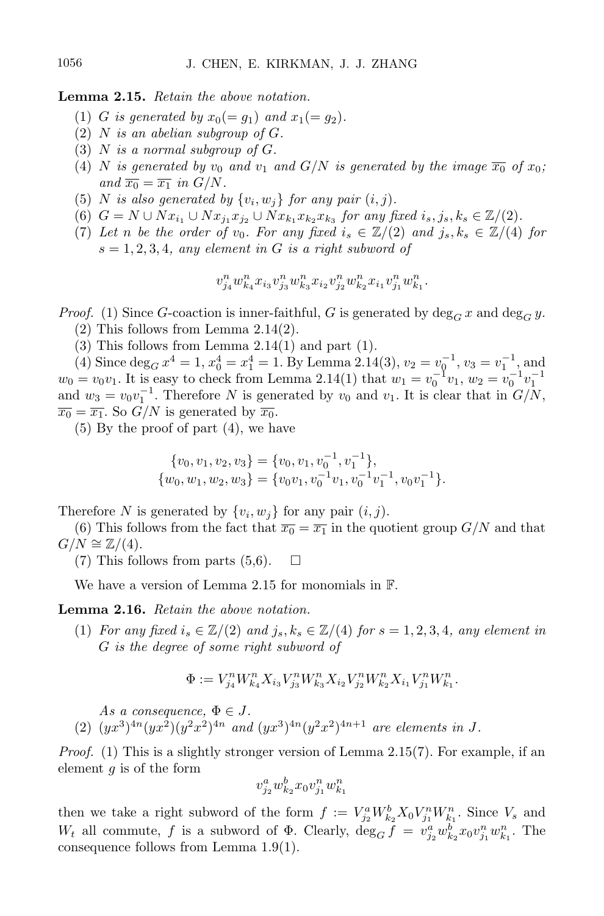**Lemma 2.15.** *Retain the above notation.*

1. *$G$ is generated by $x_0(= g_1)$ and $x_1(= g_2)$.*
2. *$N$ is an abelian subgroup of $G$.*
3. *$N$ is a normal subgroup of $G$.*
4. *$N$ is generated by $v_0$ and $v_1$ and $G/N$ is generated by the image $\overline{x_0}$ of $x_0$; and $\overline{x_0} = \overline{x_1}$ in $G/N$.*
5. *$N$ is also generated by $\{v_i, w_j\}$ for any pair $(i, j)$.*
6. *$G = N \cup Nx_{i_1} \cup Nx_{j_1}x_{j_2} \cup Nx_{k_1}x_{k_2}x_{k_3}$ for any fixed $i_s, j_s, k_s \in \mathbb{Z}/(2)$.*
7. *Let $n$ be the order of $v_0$. For any fixed $i_s \in \mathbb{Z}/(2)$ and $j_s, k_s \in \mathbb{Z}/(4)$ for $s = 1, 2, 3, 4$, any element in $G$ is a right subword of*

$$v_{j_4}^n w_{k_4}^n x_{i_3} v_{j_3}^n w_{k_3}^n x_{i_2} v_{j_2}^n w_{k_2}^n x_{i_1} v_{j_1}^n w_{k_1}^n.$$

*Proof.* (1) Since $G$-coaction is inner-faithful, $G$ is generated by $\deg_G x$ and $\deg_G y$.

(2) This follows from Lemma 2.14(2).

(3) This follows from Lemma 2.14(1) and part (1).

(4) Since $\deg_G x^4 = 1$, $x_0^4 = x_1^4 = 1$. By Lemma 2.14(3), $v_2 = v_0^{-1}$, $v_3 = v_1^{-1}$, and $w_0 = v_0 v_1$. It is easy to check from Lemma 2.14(1) that $w_1 = v_0^{-1}v_1$, $w_2 = v_0^{-1}v_1^{-1}$ and $w_3 = v_0 v_1^{-1}$. Therefore $N$ is generated by $v_0$ and $v_1$. It is clear that in $G/N$, $\overline{x_0} = \overline{x_1}$. So $G/N$ is generated by $\overline{x_0}$.

(5) By the proof of part (4), we have

$$\{v_0, v_1, v_2, v_3\} = \{v_0, v_1, v_0^{-1}, v_1^{-1}\},$$
$$\{w_0, w_1, w_2, w_3\} = \{v_0v_1, v_0^{-1}v_1, v_0^{-1}v_1^{-1}, v_0v_1^{-1}\}.$$

Therefore $N$ is generated by $\{v_i, w_j\}$ for any pair $(i, j)$.

(6) This follows from the fact that $\overline{x_0} = \overline{x_1}$ in the quotient group $G/N$ and that $G/N \cong \mathbb{Z}/(4)$.

(7) This follows from parts (5,6). $\square$

We have a version of Lemma 2.15 for monomials in $\mathbb{F}$.

**Lemma 2.16.** *Retain the above notation.*

1. *For any fixed $i_s \in \mathbb{Z}/(2)$ and $j_s, k_s \in \mathbb{Z}/(4)$ for $s = 1, 2, 3, 4$, any element in $G$ is the degree of some right subword of*

$$\Phi := V_{j_4}^n W_{k_4}^n X_{i_3} V_{j_3}^n W_{k_3}^n X_{i_2} V_{j_2}^n W_{k_2}^n X_{i_1} V_{j_1}^n W_{k_1}^n.$$

   *As a consequence, $\Phi \in J$.*
2. *$(yx^3)^{4n}(yx^2)(y^2x^2)^{4n}$ and $(yx^3)^{4n}(y^2x^2)^{4n+1}$ are elements in $J$.*

*Proof.* (1) This is a slightly stronger version of Lemma 2.15(7). For example, if an element $g$ is of the form

$$v_{j_2}^a w_{k_2}^b x_0 v_{j_1}^n w_{k_1}^n$$

then we take a right subword of the form $f := V_{j_2}^a W_{k_2}^b X_0 V_{j_1}^n W_{k_1}^n$. Since $V_s$ and $W_t$ all commute, $f$ is a subword of $\Phi$. Clearly, $\deg_G f = v_{j_2}^a w_{k_2}^b x_0 v_{j_1}^n w_{k_1}^n$. The consequence follows from Lemma 1.9(1).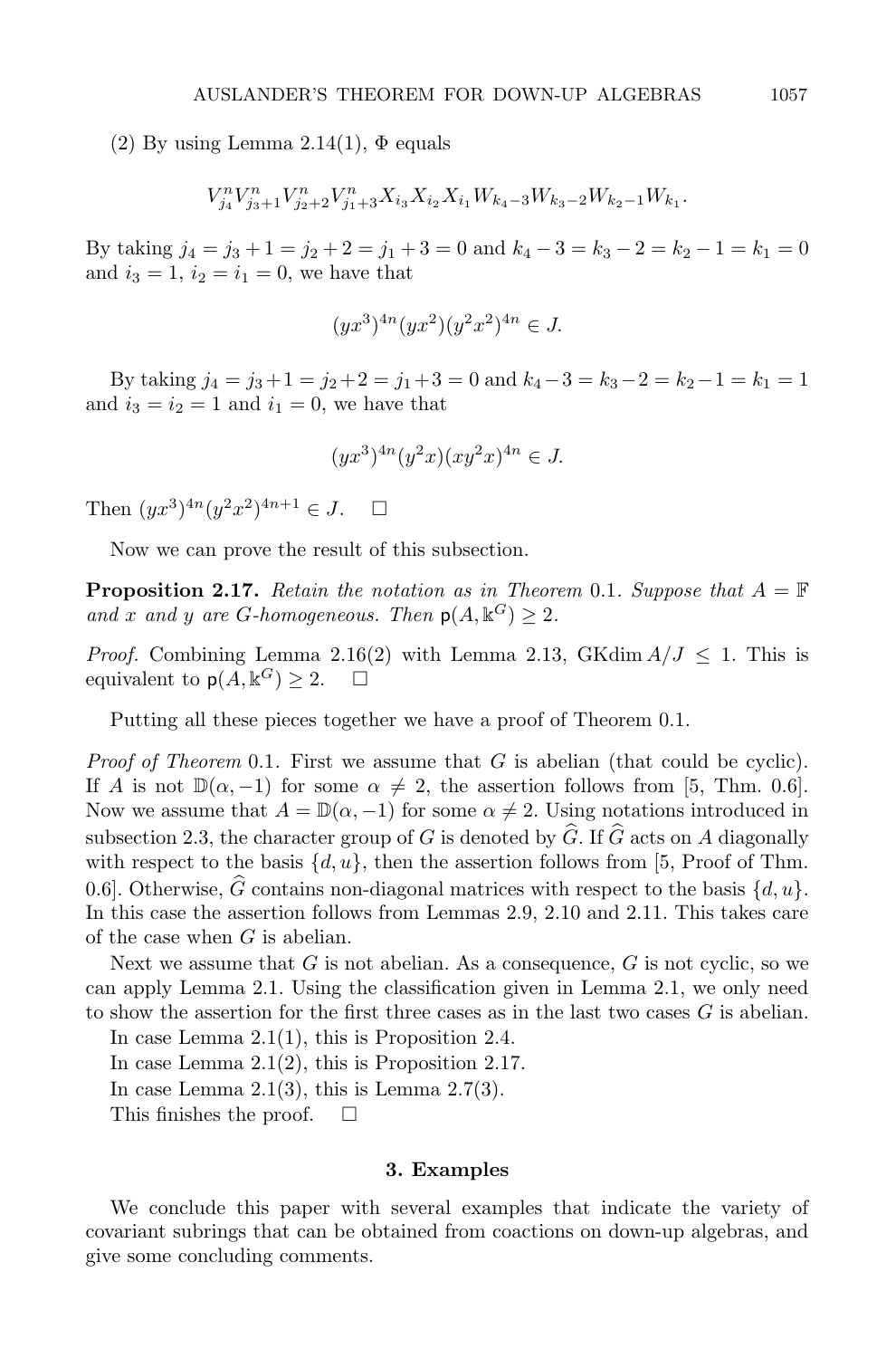(2) By using Lemma 2.14(1), $\Phi$ equals

$$V^n_{j_4}V^n_{j_3+1}V^n_{j_2+2}V^n_{j_1+3}X_{i_3}X_{i_2}X_{i_1}W_{k_4-3}W_{k_3-2}W_{k_2-1}W_{k_1}.$$

By taking $j_4 = j_3 + 1 = j_2 + 2 = j_1 + 3 = 0$ and $k_4 - 3 = k_3 - 2 = k_2 - 1 = k_1 = 0$ and $i_3 = 1$, $i_2 = i_1 = 0$, we have that

$$(yx^3)^{4n}(yx^2)(y^2x^2)^{4n} \in J.$$

By taking $j_4 = j_3 + 1 = j_2 + 2 = j_1 + 3 = 0$ and $k_4 - 3 = k_3 - 2 = k_2 - 1 = k_1 = 1$ and $i_3 = i_2 = 1$ and $i_1 = 0$, we have that

$$(yx^3)^{4n}(y^2x)(xy^2x)^{4n} \in J.$$

Then $(yx^3)^{4n}(y^2x^2)^{4n+1} \in J$. $\square$

Now we can prove the result of this subsection.

**Proposition 2.17.** *Retain the notation as in Theorem* 0.1. *Suppose that* $A = \mathbb{F}$ *and* $x$ *and* $y$ *are* $G$*-homogeneous. Then* $\mathsf{p}(A, \Bbbk^G) \geq 2$.

*Proof.* Combining Lemma 2.16(2) with Lemma 2.13, $\operatorname{GKdim} A/J \leq 1$. This is equivalent to $\mathsf{p}(A, \Bbbk^G) \geq 2$. $\square$

Putting all these pieces together we have a proof of Theorem 0.1.

*Proof of Theorem* 0.1. First we assume that $G$ is abelian (that could be cyclic). If $A$ is not $\mathbb{D}(\alpha, -1)$ for some $\alpha \neq 2$, the assertion follows from [5, Thm. 0.6]. Now we assume that $A = \mathbb{D}(\alpha, -1)$ for some $\alpha \neq 2$. Using notations introduced in subsection 2.3, the character group of $G$ is denoted by $\widehat{G}$. If $\widehat{G}$ acts on $A$ diagonally with respect to the basis $\{d, u\}$, then the assertion follows from [5, Proof of Thm. 0.6]. Otherwise, $\widehat{G}$ contains non-diagonal matrices with respect to the basis $\{d, u\}$. In this case the assertion follows from Lemmas 2.9, 2.10 and 2.11. This takes care of the case when $G$ is abelian.

Next we assume that $G$ is not abelian. As a consequence, $G$ is not cyclic, so we can apply Lemma 2.1. Using the classification given in Lemma 2.1, we only need to show the assertion for the first three cases as in the last two cases $G$ is abelian.

In case Lemma 2.1(1), this is Proposition 2.4.

In case Lemma 2.1(2), this is Proposition 2.17.

In case Lemma 2.1(3), this is Lemma 2.7(3).

This finishes the proof. $\square$

## 3. Examples

We conclude this paper with several examples that indicate the variety of covariant subrings that can be obtained from coactions on down-up algebras, and give some concluding comments.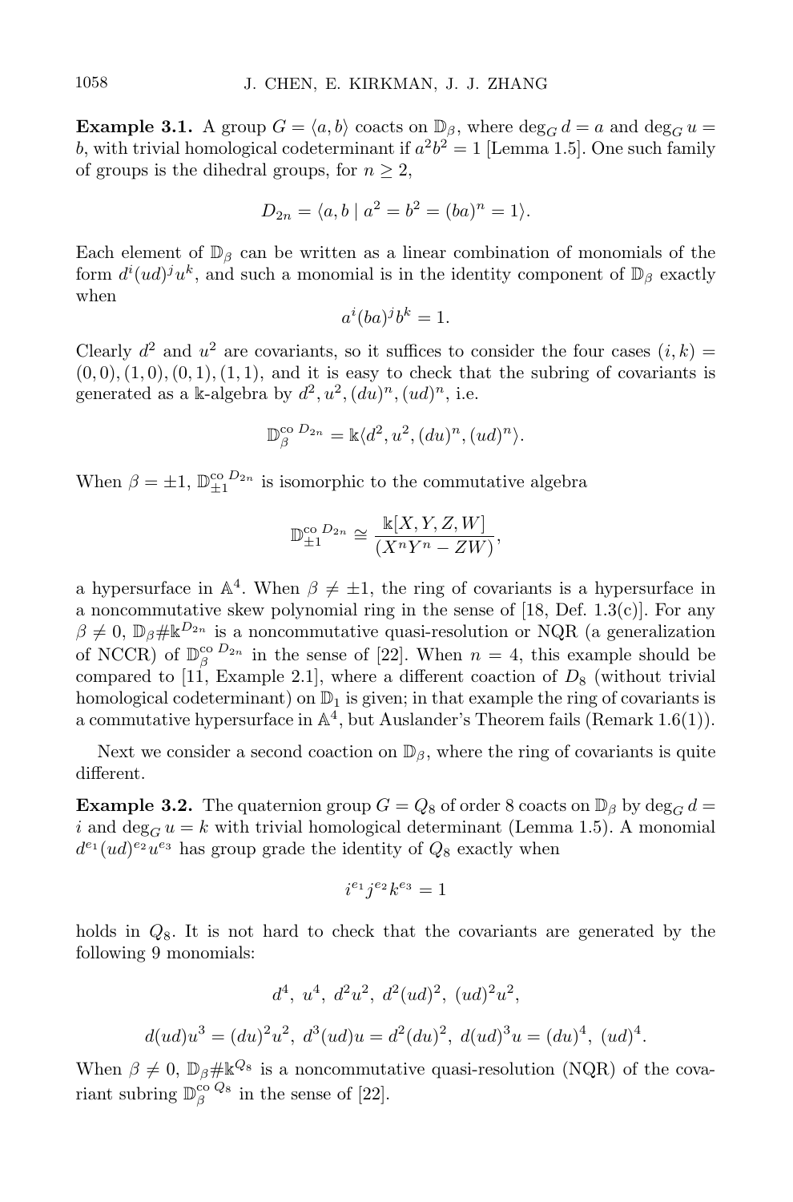**Example 3.1.** A group $G = \langle a, b\rangle$ coacts on $\mathbb{D}_\beta$, where $\deg_G d = a$ and $\deg_G u = b$, with trivial homological codeterminant if $a^2b^2 = 1$ [Lemma 1.5]. One such family of groups is the dihedral groups, for $n \geq 2$,

$$D_{2n} = \langle a, b \mid a^2 = b^2 = (ba)^n = 1\rangle.$$

Each element of $\mathbb{D}_\beta$ can be written as a linear combination of monomials of the form $d^i(ud)^j u^k$, and such a monomial is in the identity component of $\mathbb{D}_\beta$ exactly when

$$a^i(ba)^j b^k = 1.$$

Clearly $d^2$ and $u^2$ are covariants, so it suffices to consider the four cases $(i, k) = (0, 0), (1, 0), (0, 1), (1, 1)$, and it is easy to check that the subring of covariants is generated as a $\Bbbk$-algebra by $d^2, u^2, (du)^n, (ud)^n$, i.e.

$$\mathbb{D}_\beta^{\text{co } D_{2n}} = \Bbbk\langle d^2, u^2, (du)^n, (ud)^n\rangle.$$

When $\beta = \pm 1$, $\mathbb{D}_{\pm 1}^{\text{co } D_{2n}}$ is isomorphic to the commutative algebra

$$\mathbb{D}_{\pm 1}^{\text{co } D_{2n}} \cong \frac{\Bbbk[X, Y, Z, W]}{(X^nY^n - ZW)},$$

a hypersurface in $\mathbb{A}^4$. When $\beta \neq \pm 1$, the ring of covariants is a hypersurface in a noncommutative skew polynomial ring in the sense of [18, Def. 1.3(c)]. For any $\beta \neq 0$, $\mathbb{D}_\beta \# \Bbbk^{D_{2n}}$ is a noncommutative quasi-resolution or NQR (a generalization of NCCR) of $\mathbb{D}_\beta^{\text{co } D_{2n}}$ in the sense of [22]. When $n = 4$, this example should be compared to [11, Example 2.1], where a different coaction of $D_8$ (without trivial homological codeterminant) on $\mathbb{D}_1$ is given; in that example the ring of covariants is a commutative hypersurface in $\mathbb{A}^4$, but Auslander's Theorem fails (Remark 1.6(1)).

Next we consider a second coaction on $\mathbb{D}_\beta$, where the ring of covariants is quite different.

**Example 3.2.** The quaternion group $G = Q_8$ of order 8 coacts on $\mathbb{D}_\beta$ by $\deg_G d = i$ and $\deg_G u = k$ with trivial homological determinant (Lemma 1.5). A monomial $d^{e_1}(ud)^{e_2}u^{e_3}$ has group grade the identity of $Q_8$ exactly when

$$i^{e_1} j^{e_2} k^{e_3} = 1$$

holds in $Q_8$. It is not hard to check that the covariants are generated by the following 9 monomials:

$$d^4,\ u^4,\ d^2u^2,\ d^2(ud)^2,\ (ud)^2u^2,$$

$$d(ud)u^3 = (du)^2u^2,\ d^3(ud)u = d^2(du)^2,\ d(ud)^3u = (du)^4,\ (ud)^4.$$

When $\beta \neq 0$, $\mathbb{D}_\beta \# \Bbbk^{Q_8}$ is a noncommutative quasi-resolution (NQR) of the covariant subring $\mathbb{D}_\beta^{\text{co } Q_8}$ in the sense of [22].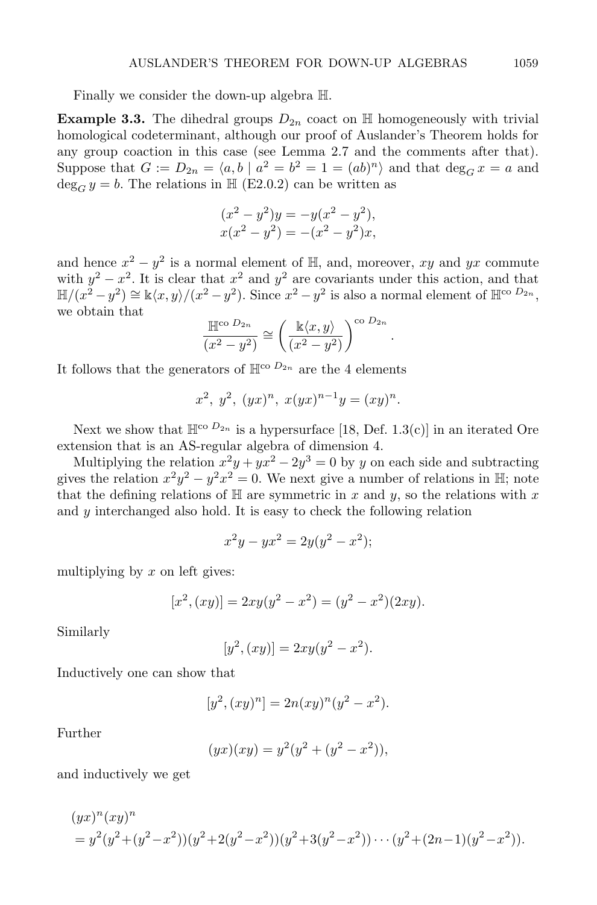Finally we consider the down-up algebra $\mathbb{H}$.

**Example 3.3.** The dihedral groups $D_{2n}$ coact on $\mathbb{H}$ homogeneously with trivial homological codeterminant, although our proof of Auslander's Theorem holds for any group coaction in this case (see Lemma 2.7 and the comments after that). Suppose that $G := D_{2n} = \langle a, b \mid a^2 = b^2 = 1 = (ab)^n \rangle$ and that $\deg_G x = a$ and $\deg_G y = b$. The relations in $\mathbb{H}$ (E2.0.2) can be written as

$$
\begin{aligned}
(x^2 - y^2)y &= -y(x^2 - y^2),\\
x(x^2 - y^2) &= -(x^2 - y^2)x,
\end{aligned}
$$

and hence $x^2 - y^2$ is a normal element of $\mathbb{H}$, and, moreover, $xy$ and $yx$ commute with $y^2 - x^2$. It is clear that $x^2$ and $y^2$ are covariants under this action, and that $\mathbb{H}/(x^2 - y^2) \cong \mathbb{k}\langle x, y\rangle/(x^2 - y^2)$. Since $x^2 - y^2$ is also a normal element of $\mathbb{H}^{\text{co } D_{2n}}$, we obtain that

$$
\frac{\mathbb{H}^{\text{co } D_{2n}}}{(x^2 - y^2)} \cong \left(\frac{\mathbb{k}\langle x, y\rangle}{(x^2 - y^2)}\right)^{\text{co } D_{2n}}.
$$

It follows that the generators of $\mathbb{H}^{\text{co } D_{2n}}$ are the 4 elements

$$
x^2,\ y^2,\ (yx)^n,\ x(yx)^{n-1}y = (xy)^n.
$$

Next we show that $\mathbb{H}^{\text{co } D_{2n}}$ is a hypersurface [18, Def. 1.3(c)] in an iterated Ore extension that is an AS-regular algebra of dimension 4.

Multiplying the relation $x^2y + yx^2 - 2y^3 = 0$ by $y$ on each side and subtracting gives the relation $x^2y^2 - y^2x^2 = 0$. We next give a number of relations in $\mathbb{H}$; note that the defining relations of $\mathbb{H}$ are symmetric in $x$ and $y$, so the relations with $x$ and $y$ interchanged also hold. It is easy to check the following relation

$$
x^2y - yx^2 = 2y(y^2 - x^2);
$$

multiplying by $x$ on left gives:

$$
[x^2, (xy)] = 2xy(y^2 - x^2) = (y^2 - x^2)(2xy).
$$

Similarly

$$
[y^2, (xy)] = 2xy(y^2 - x^2).
$$

Inductively one can show that

$$
[y^2, (xy)^n] = 2n(xy)^n(y^2 - x^2).
$$

Further

$$
(yx)(xy) = y^2(y^2 + (y^2 - x^2)),
$$

and inductively we get

$$
\begin{aligned}
&(yx)^n(xy)^n\\
&= y^2(y^2+(y^2-x^2))(y^2+2(y^2-x^2))(y^2+3(y^2-x^2))\cdots(y^2+(2n-1)(y^2-x^2)).
\end{aligned}
$$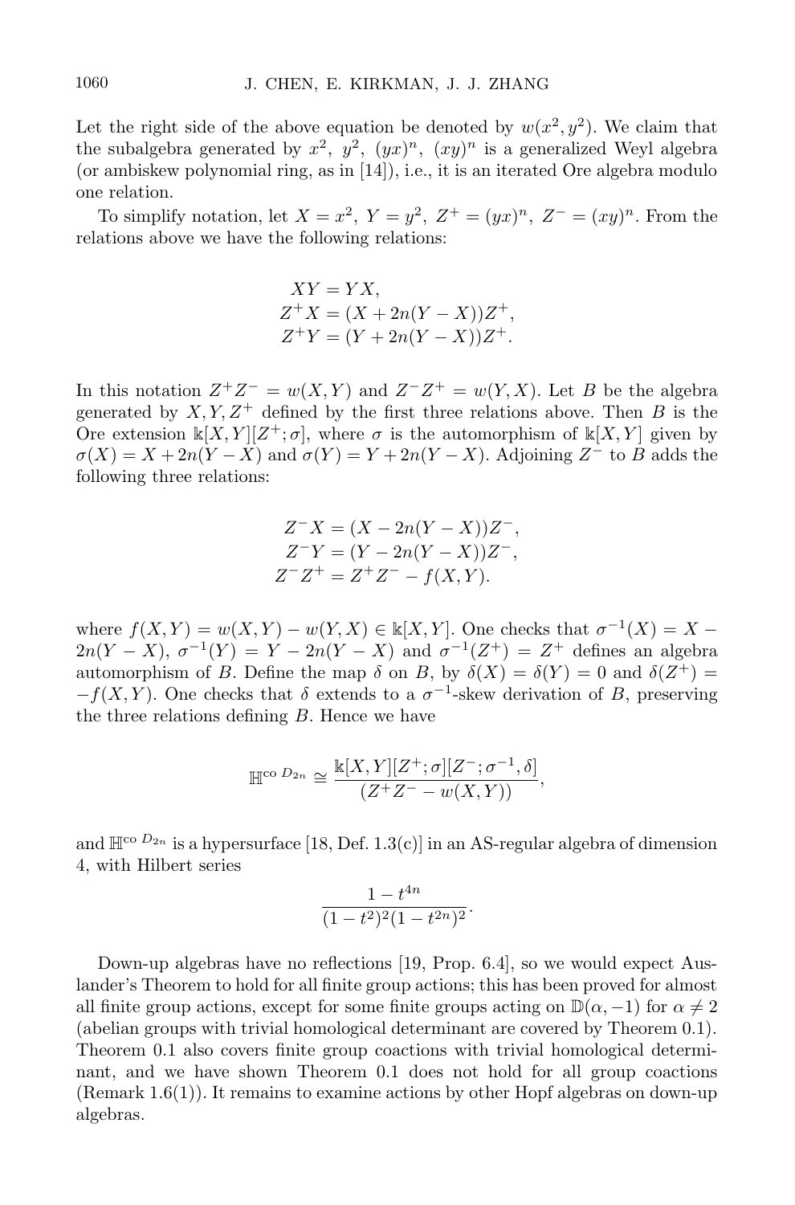Let the right side of the above equation be denoted by $w(x^2, y^2)$. We claim that the subalgebra generated by $x^2$, $y^2$, $(yx)^n$, $(xy)^n$ is a generalized Weyl algebra (or ambiskew polynomial ring, as in [14]), i.e., it is an iterated Ore algebra modulo one relation.

To simplify notation, let $X = x^2$, $Y = y^2$, $Z^+ = (yx)^n$, $Z^- = (xy)^n$. From the relations above we have the following relations:

$$
\begin{aligned}
XY &= YX, \\
Z^+X &= (X + 2n(Y - X))Z^+, \\
Z^+Y &= (Y + 2n(Y - X))Z^+.
\end{aligned}
$$

In this notation $Z^+Z^- = w(X, Y)$ and $Z^-Z^+ = w(Y, X)$. Let $B$ be the algebra generated by $X, Y, Z^+$ defined by the first three relations above. Then $B$ is the Ore extension $\Bbbk[X, Y][Z^+; \sigma]$, where $\sigma$ is the automorphism of $\Bbbk[X, Y]$ given by $\sigma(X) = X + 2n(Y - X)$ and $\sigma(Y) = Y + 2n(Y - X)$. Adjoining $Z^-$ to $B$ adds the following three relations:

$$
\begin{aligned}
Z^-X &= (X - 2n(Y - X))Z^-, \\
Z^-Y &= (Y - 2n(Y - X))Z^-, \\
Z^-Z^+ &= Z^+Z^- - f(X, Y).
\end{aligned}
$$

where $f(X, Y) = w(X, Y) - w(Y, X) \in \Bbbk[X, Y]$. One checks that $\sigma^{-1}(X) = X - 2n(Y - X)$, $\sigma^{-1}(Y) = Y - 2n(Y - X)$ and $\sigma^{-1}(Z^+) = Z^+$ defines an algebra automorphism of $B$. Define the map $\delta$ on $B$, by $\delta(X) = \delta(Y) = 0$ and $\delta(Z^+) = -f(X, Y)$. One checks that $\delta$ extends to a $\sigma^{-1}$-skew derivation of $B$, preserving the three relations defining $B$. Hence we have

$$
\mathbb{H}^{\mathrm{co}\ D_{2n}} \cong \frac{\Bbbk[X, Y][Z^+; \sigma][Z^-; \sigma^{-1}, \delta]}{(Z^+Z^- - w(X, Y))},
$$

and $\mathbb{H}^{\mathrm{co}\ D_{2n}}$ is a hypersurface [18, Def. 1.3(c)] in an AS-regular algebra of dimension 4, with Hilbert series

$$
\frac{1 - t^{4n}}{(1 - t^2)^2(1 - t^{2n})^2}.
$$

Down-up algebras have no reflections [19, Prop. 6.4], so we would expect Auslander's Theorem to hold for all finite group actions; this has been proved for almost all finite group actions, except for some finite groups acting on $\mathbb{D}(\alpha, -1)$ for $\alpha \neq 2$ (abelian groups with trivial homological determinant are covered by Theorem 0.1). Theorem 0.1 also covers finite group coactions with trivial homological determinant, and we have shown Theorem 0.1 does not hold for all group coactions (Remark 1.6(1)). It remains to examine actions by other Hopf algebras on down-up algebras.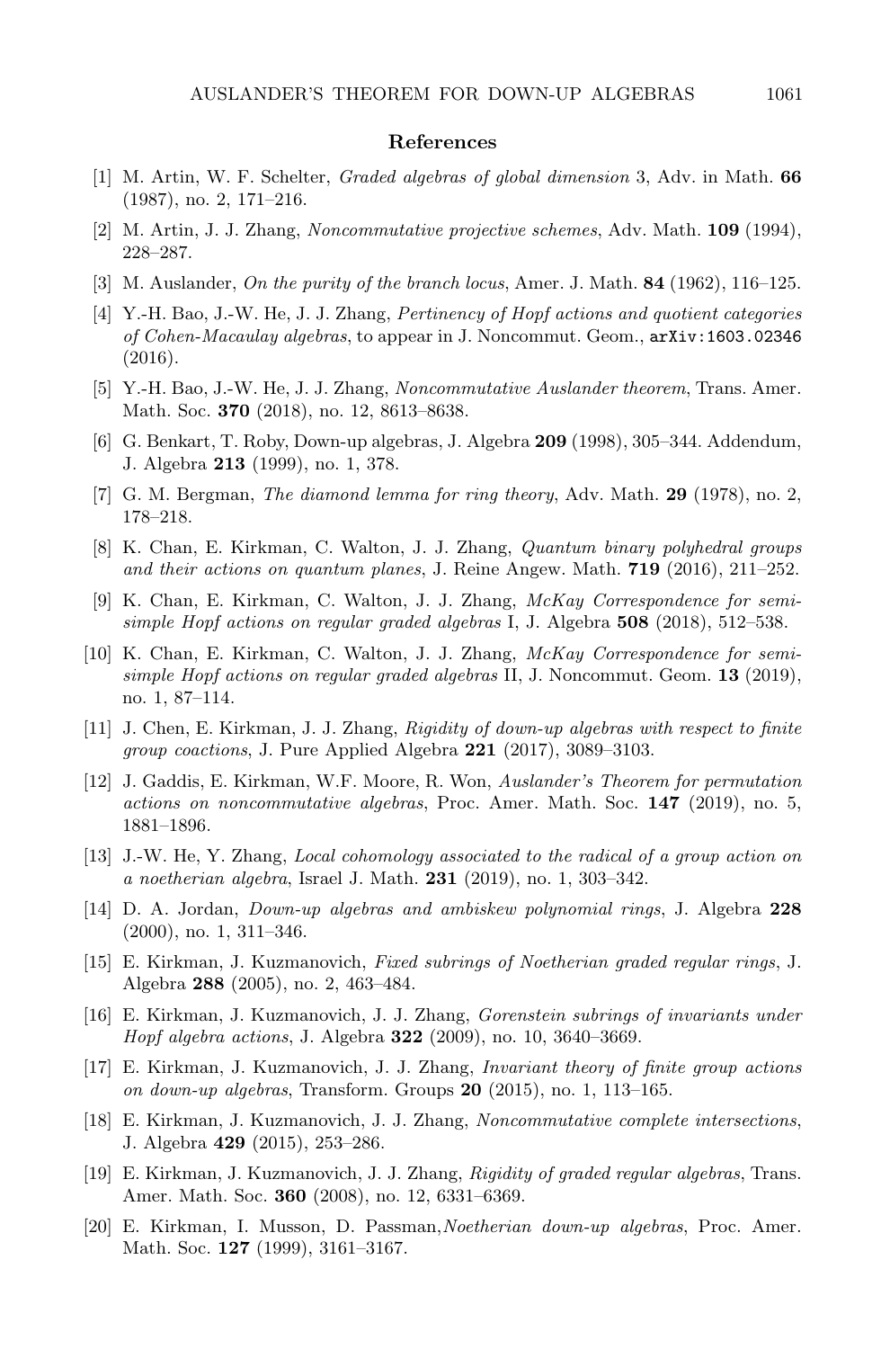## References

[1] M. Artin, W. F. Schelter, *Graded algebras of global dimension* 3, Adv. in Math. **66** (1987), no. 2, 171–216.

[2] M. Artin, J. J. Zhang, *Noncommutative projective schemes*, Adv. Math. **109** (1994), 228–287.

[3] M. Auslander, *On the purity of the branch locus*, Amer. J. Math. **84** (1962), 116–125.

[4] Y.-H. Bao, J.-W. He, J. J. Zhang, *Pertinency of Hopf actions and quotient categories of Cohen-Macaulay algebras*, to appear in J. Noncommut. Geom., arXiv:1603.02346 (2016).

[5] Y.-H. Bao, J.-W. He, J. J. Zhang, *Noncommutative Auslander theorem*, Trans. Amer. Math. Soc. **370** (2018), no. 12, 8613–8638.

[6] G. Benkart, T. Roby, Down-up algebras, J. Algebra **209** (1998), 305–344. Addendum, J. Algebra **213** (1999), no. 1, 378.

[7] G. M. Bergman, *The diamond lemma for ring theory*, Adv. Math. **29** (1978), no. 2, 178–218.

[8] K. Chan, E. Kirkman, C. Walton, J. J. Zhang, *Quantum binary polyhedral groups and their actions on quantum planes*, J. Reine Angew. Math. **719** (2016), 211–252.

[9] K. Chan, E. Kirkman, C. Walton, J. J. Zhang, *McKay Correspondence for semisimple Hopf actions on regular graded algebras* I, J. Algebra **508** (2018), 512–538.

[10] K. Chan, E. Kirkman, C. Walton, J. J. Zhang, *McKay Correspondence for semisimple Hopf actions on regular graded algebras* II, J. Noncommut. Geom. **13** (2019), no. 1, 87–114.

[11] J. Chen, E. Kirkman, J. J. Zhang, *Rigidity of down-up algebras with respect to finite group coactions*, J. Pure Applied Algebra **221** (2017), 3089–3103.

[12] J. Gaddis, E. Kirkman, W.F. Moore, R. Won, *Auslander's Theorem for permutation actions on noncommutative algebras*, Proc. Amer. Math. Soc. **147** (2019), no. 5, 1881–1896.

[13] J.-W. He, Y. Zhang, *Local cohomology associated to the radical of a group action on a noetherian algebra*, Israel J. Math. **231** (2019), no. 1, 303–342.

[14] D. A. Jordan, *Down-up algebras and ambiskew polynomial rings*, J. Algebra **228** (2000), no. 1, 311–346.

[15] E. Kirkman, J. Kuzmanovich, *Fixed subrings of Noetherian graded regular rings*, J. Algebra **288** (2005), no. 2, 463–484.

[16] E. Kirkman, J. Kuzmanovich, J. J. Zhang, *Gorenstein subrings of invariants under Hopf algebra actions*, J. Algebra **322** (2009), no. 10, 3640–3669.

[17] E. Kirkman, J. Kuzmanovich, J. J. Zhang, *Invariant theory of finite group actions on down-up algebras*, Transform. Groups **20** (2015), no. 1, 113–165.

[18] E. Kirkman, J. Kuzmanovich, J. J. Zhang, *Noncommutative complete intersections*, J. Algebra **429** (2015), 253–286.

[19] E. Kirkman, J. Kuzmanovich, J. J. Zhang, *Rigidity of graded regular algebras*, Trans. Amer. Math. Soc. **360** (2008), no. 12, 6331–6369.

[20] E. Kirkman, I. Musson, D. Passman,*Noetherian down-up algebras*, Proc. Amer. Math. Soc. **127** (1999), 3161–3167.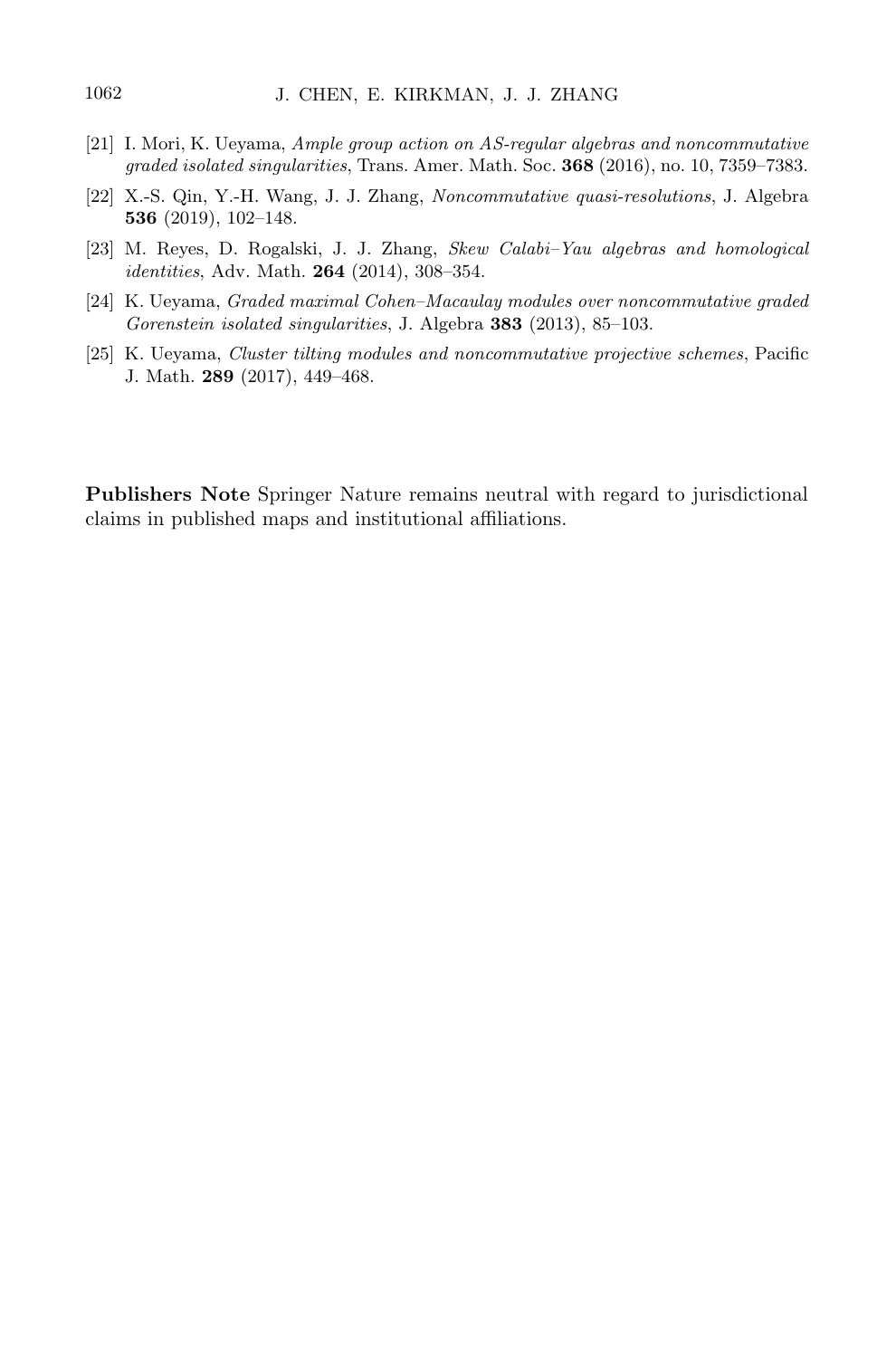[21] I. Mori, K. Ueyama, *Ample group action on AS-regular algebras and noncommutative graded isolated singularities*, Trans. Amer. Math. Soc. **368** (2016), no. 10, 7359–7383.

[22] X.-S. Qin, Y.-H. Wang, J. J. Zhang, *Noncommutative quasi-resolutions*, J. Algebra **536** (2019), 102–148.

[23] M. Reyes, D. Rogalski, J. J. Zhang, *Skew Calabi–Yau algebras and homological identities*, Adv. Math. **264** (2014), 308–354.

[24] K. Ueyama, *Graded maximal Cohen–Macaulay modules over noncommutative graded Gorenstein isolated singularities*, J. Algebra **383** (2013), 85–103.

[25] K. Ueyama, *Cluster tilting modules and noncommutative projective schemes*, Pacific J. Math. **289** (2017), 449–468.

**Publishers Note** Springer Nature remains neutral with regard to jurisdictional claims in published maps and institutional affiliations.